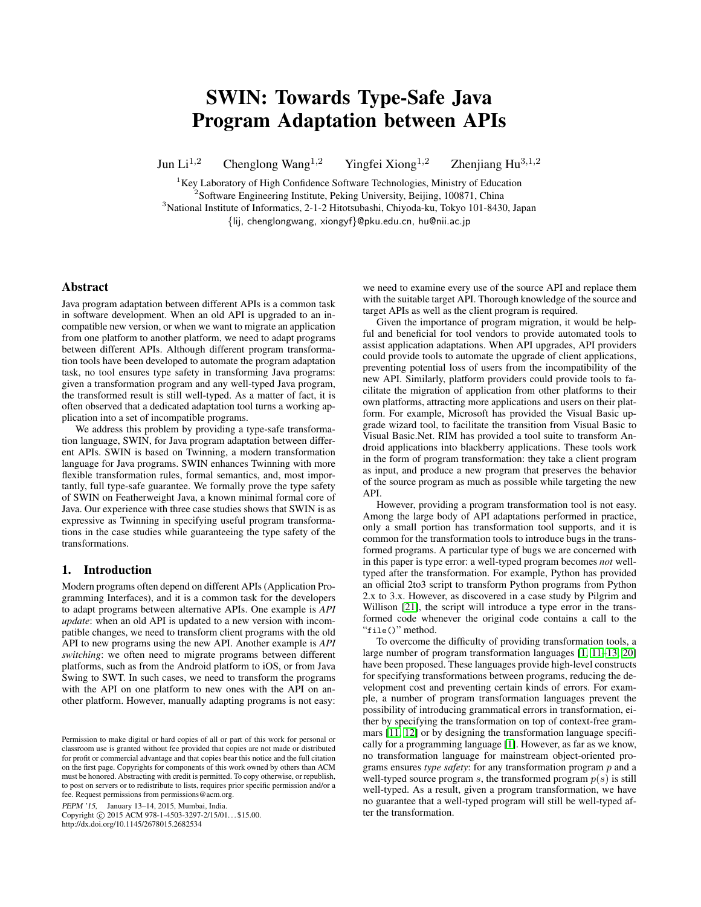# SWIN: Towards Type-Safe Java Program Adaptation between APIs

Jun Li[1,2] Chenglong Wang[1,2] Yingfei Xiong[1,2] Zhenjiang Hu[3,1,2]

[1]Key Laboratory of High Confidence Software Technologies, Ministry of Education
[2]Software Engineering Institute, Peking University, Beijing, 100871, China
[3]National Institute of Informatics, 2-1-2 Hitotsubashi, Chiyoda-ku, Tokyo 101-8430, Japan
{lij, chenglongwang, xiongyf}@pku.edu.cn, hu@nii.ac.jp

## Abstract

Java program adaptation between different APIs is a common task in software development. When an old API is upgraded to an incompatible new version, or when we want to migrate an application from one platform to another platform, we need to adapt programs between different APIs. Although different program transformation tools have been developed to automate the program adaptation task, no tool ensures type safety in transforming Java programs: given a transformation program and any well-typed Java program, the transformed result is still well-typed. As a matter of fact, it is often observed that a dedicated adaptation tool turns a working application into a set of incompatible programs.

We address this problem by providing a type-safe transformation language, SWIN, for Java program adaptation between different APIs. SWIN is based on Twinning, a modern transformation language for Java programs. SWIN enhances Twinning with more flexible transformation rules, formal semantics, and, most importantly, full type-safe guarantee. We formally prove the type safety of SWIN on Featherweight Java, a known minimal formal core of Java. Our experience with three case studies shows that SWIN is as expressive as Twinning in specifying useful program transformations in the case studies while guaranteeing the type safety of the transformations.

## 1. Introduction

Modern programs often depend on different APIs (Application Programming Interfaces), and it is a common task for the developers to adapt programs between alternative APIs. One example is *API update*: when an old API is updated to a new version with incompatible changes, we need to transform client programs with the old API to new programs using the new API. Another example is *API switching*: we often need to migrate programs between different platforms, such as from the Android platform to iOS, or from Java Swing to SWT. In such cases, we need to transform the programs with the API on one platform to new ones with the API on another platform. However, manually adapting programs is not easy: we need to examine every use of the source API and replace them with the suitable target API. Thorough knowledge of the source and target APIs as well as the client program is required.

Given the importance of program migration, it would be helpful and beneficial for tool vendors to provide automated tools to assist application adaptations. When API upgrades, API providers could provide tools to automate the upgrade of client applications, preventing potential loss of users from the incompatibility of the new API. Similarly, platform providers could provide tools to facilitate the migration of application from other platforms to their own platforms, attracting more applications and users on their platform. For example, Microsoft has provided the Visual Basic upgrade wizard tool, to facilitate the transition from Visual Basic to Visual Basic.Net. RIM has provided a tool suite to transform Android applications into blackberry applications. These tools work in the form of program transformation: they take a client program as input, and produce a new program that preserves the behavior of the source program as much as possible while targeting the new API.

However, providing a program transformation tool is not easy. Among the large body of API adaptations performed in practice, only a small portion has transformation tool supports, and it is common for the transformation tools to introduce bugs in the transformed programs. A particular type of bugs we are concerned with in this paper is type error: a well-typed program becomes *not* well-typed after the transformation. For example, Python has provided an official 2to3 script to transform Python programs from Python 2.x to 3.x. However, as discovered in a case study by Pilgrim and Willison [21], the script will introduce a type error in the transformed code whenever the original code contains a call to the "`file()`" method.

To overcome the difficulty of providing transformation tools, a large number of program transformation languages [1, 11–13, 20] have been proposed. These languages provide high-level constructs for specifying transformations between programs, reducing the development cost and preventing certain kinds of errors. For example, a number of program transformation languages prevent the possibility of introducing grammatical errors in transformation, either by specifying the transformation on top of context-free grammars [11, 12] or by designing the transformation language specifically for a programming language [1]. However, as far as we know, no transformation language for mainstream object-oriented programs ensures *type safety*: for any transformation program $p$ and a well-typed source program $s$, the transformed program $p(s)$ is still well-typed. As a result, given a program transformation, we have no guarantee that a well-typed program will still be well-typed after the transformation.

Permission to make digital or hard copies of all or part of this work for personal or classroom use is granted without fee provided that copies are not made or distributed for profit or commercial advantage and that copies bear this notice and the full citation on the first page. Copyrights for components of this work owned by others than ACM must be honored. Abstracting with credit is permitted. To copy otherwise, or republish, to post on servers or to redistribute to lists, requires prior specific permission and/or a fee. Request permissions from permissions@acm.org.

*PEPM '15*, January 13–14, 2015, Mumbai, India.
Copyright © 2015 ACM 978-1-4503-3297-2/15/01...$15.00.
http://dx.doi.org/10.1145/2678015.2682534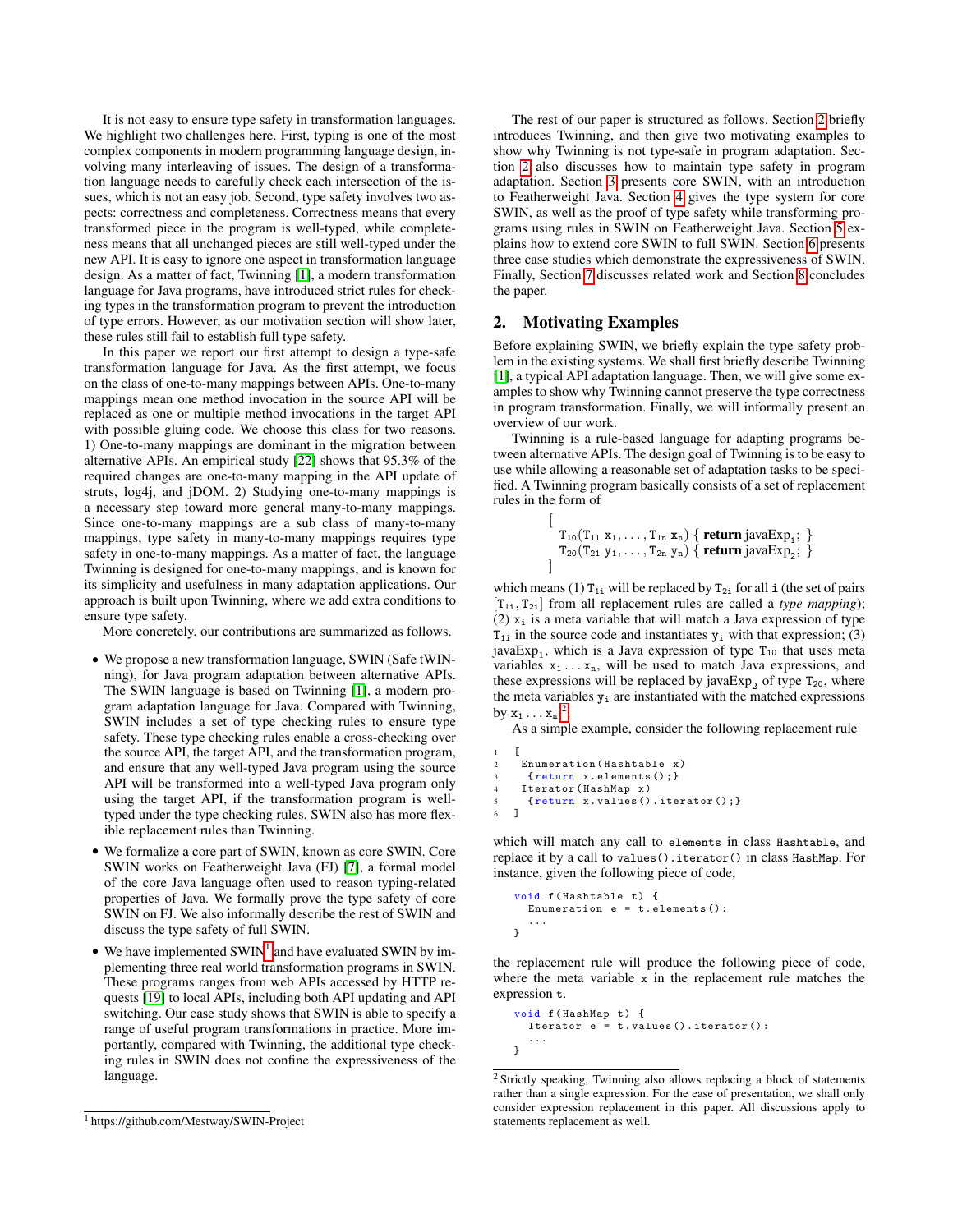It is not easy to ensure type safety in transformation languages. We highlight two challenges here. First, typing is one of the most complex components in modern programming language design, involving many interleaving of issues. The design of a transformation language needs to carefully check each intersection of the issues, which is not an easy job. Second, type safety involves two aspects: correctness and completeness. Correctness means that every transformed piece in the program is well-typed, while completeness means that all unchanged pieces are still well-typed under the new API. It is easy to ignore one aspect in transformation language design. As a matter of fact, Twinning [1], a modern transformation language for Java programs, have introduced strict rules for checking types in the transformation program to prevent the introduction of type errors. However, as our motivation section will show later, these rules still fail to establish full type safety.

In this paper we report our first attempt to design a type-safe transformation language for Java. As the first attempt, we focus on the class of one-to-many mappings between APIs. One-to-many mappings mean one method invocation in the source API will be replaced as one or multiple method invocations in the target API with possible gluing code. We choose this class for two reasons. 1) One-to-many mappings are dominant in the migration between alternative APIs. An empirical study [22] shows that 95.3% of the required changes are one-to-many mapping in the API update of struts, log4j, and jDOM. 2) Studying one-to-many mappings is a necessary step toward more general many-to-many mappings. Since one-to-many mappings are a sub class of many-to-many mappings, type safety in many-to-many mappings requires type safety in one-to-many mappings. As a matter of fact, the language Twinning is designed for one-to-many mappings, and is known for its simplicity and usefulness in many adaptation applications. Our approach is built upon Twinning, where we add extra conditions to ensure type safety.

More concretely, our contributions are summarized as follows.

- We propose a new transformation language, SWIN (Safe tWINning), for Java program adaptation between alternative APIs. The SWIN language is based on Twinning [1], a modern program adaptation language for Java. Compared with Twinning, SWIN includes a set of type checking rules to ensure type safety. These type checking rules enable a cross-checking over the source API, the target API, and the transformation program, and ensure that any well-typed Java program using the source API will be transformed into a well-typed Java program only using the target API, if the transformation program is well-typed under the type checking rules. SWIN also has more flexible replacement rules than Twinning.
- We formalize a core part of SWIN, known as core SWIN. Core SWIN works on Featherweight Java (FJ) [7], a formal model of the core Java language often used to reason typing-related properties of Java. We formally prove the type safety of core SWIN on FJ. We also informally describe the rest of SWIN and discuss the type safety of full SWIN.
- We have implemented SWIN[1] and have evaluated SWIN by implementing three real world transformation programs in SWIN. These programs ranges from web APIs accessed by HTTP requests [19] to local APIs, including both API updating and API switching. Our case study shows that SWIN is able to specify a range of useful program transformations in practice. More importantly, compared with Twinning, the additional type checking rules in SWIN does not confine the expressiveness of the language.

[1] https://github.com/Mestway/SWIN-Project

The rest of our paper is structured as follows. Section 2 briefly introduces Twinning, and then give two motivating examples to show why Twinning is not type-safe in program adaptation. Section 2 also discusses how to maintain type safety in program adaptation. Section 3 presents core SWIN, with an introduction to Featherweight Java. Section 4 gives the type system for core SWIN, as well as the proof of type safety while transforming programs using rules in SWIN on Featherweight Java. Section 5 explains how to extend core SWIN to full SWIN. Section 6 presents three case studies which demonstrate the expressiveness of SWIN. Finally, Section 7 discusses related work and Section 8 concludes the paper.

## 2. Motivating Examples

Before explaining SWIN, we briefly explain the type safety problem in the existing systems. We shall first briefly describe Twinning [1], a typical API adaptation language. Then, we will give some examples to show why Twinning cannot preserve the type correctness in program transformation. Finally, we will informally present an overview of our work.

Twinning is a rule-based language for adapting programs between alternative APIs. The design goal of Twinning is to be easy to use while allowing a reasonable set of adaptation tasks to be specified. A Twinning program basically consists of a set of replacement rules in the form of

$$
\left[
\begin{array}{l}
\mathtt{T_{10}}(\mathtt{T_{11}}\ \mathtt{x_1}, \ldots, \mathtt{T_{1n}}\ \mathtt{x_n})\ \{\ \textbf{return}\ \text{javaExp}_1;\ \}\\
\mathtt{T_{20}}(\mathtt{T_{21}}\ \mathtt{y_1}, \ldots, \mathtt{T_{2n}}\ \mathtt{y_n})\ \{\ \textbf{return}\ \text{javaExp}_2;\ \}
\end{array}
\right]
$$

which means (1) $\mathtt{T_{1i}}$ will be replaced by $\mathtt{T_{2i}}$ for all $\mathtt{i}$ (the set of pairs $[\mathtt{T_{1i}}, \mathtt{T_{2i}}]$ from all replacement rules are called a *type mapping*); (2) $\mathtt{x_i}$ is a meta variable that will match a Java expression of type $\mathtt{T_{1i}}$ in the source code and instantiates $\mathtt{y_i}$ with that expression; (3) $\text{javaExp}_1$, which is a Java expression of type $\mathtt{T_{10}}$ that uses meta variables $\mathtt{x_1} \ldots \mathtt{x_n}$, will be used to match Java expressions, and these expressions will be replaced by $\text{javaExp}_2$ of type $\mathtt{T_{20}}$, where the meta variables $\mathtt{y_i}$ are instantiated with the matched expressions by $\mathtt{x_1} \ldots \mathtt{x_n}$.[2]

As a simple example, consider the following replacement rule

```
1  [
2   Enumeration(Hashtable x)
3    {return x.elements();}
4   Iterator(HashMap x)
5    {return x.values().iterator();}
6  ]
```

which will match any call to `elements` in class `Hashtable`, and replace it by a call to `values().iterator()` in class `HashMap`. For instance, given the following piece of code,

```
void f(Hashtable t) {
  Enumeration e = t.elements():
  ...
}
```

the replacement rule will produce the following piece of code, where the meta variable `x` in the replacement rule matches the expression `t`.

```
void f(HashMap t) {
  Iterator e = t.values().iterator():
  ...
}
```

[2] Strictly speaking, Twinning also allows replacing a block of statements rather than a single expression. For the ease of presentation, we shall only consider expression replacement in this paper. All discussions apply to statements replacement as well.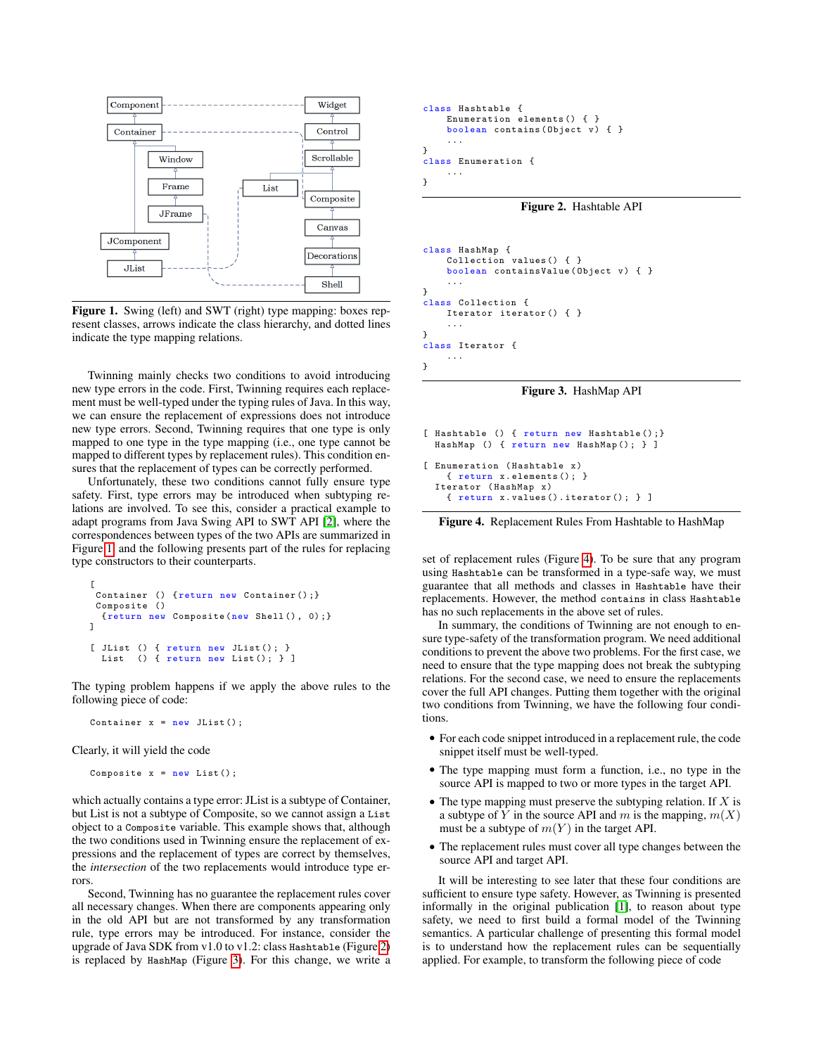Figure 1. Swing (left) and SWT (right) type mapping: boxes represent classes, arrows indicate the class hierarchy, and dotted lines indicate the type mapping relations.

Twinning mainly checks two conditions to avoid introducing new type errors in the code. First, Twinning requires each replacement must be well-typed under the typing rules of Java. In this way, we can ensure the replacement of expressions does not introduce new type errors. Second, Twinning requires that one type is only mapped to one type in the type mapping (i.e., one type cannot be mapped to different types by replacement rules). This condition ensures that the replacement of types can be correctly performed.

Unfortunately, these two conditions cannot fully ensure type safety. First, type errors may be introduced when subtyping relations are involved. To see this, consider a practical example to adapt programs from Java Swing API to SWT API [2], where the correspondences between types of the two APIs are summarized in Figure 1 and the following presents part of the rules for replacing type constructors to their counterparts.

```
[
 Container () {return new Container();}
 Composite ()
  {return new Composite(new Shell(), 0);}
]

[ JList () { return new JList(); }
  List  () { return new List(); } ]
```

The typing problem happens if we apply the above rules to the following piece of code:

```
Container x = new JList();
```

Clearly, it will yield the code

```
Composite x = new List();
```

which actually contains a type error: JList is a subtype of Container, but List is not a subtype of Composite, so we cannot assign a `List` object to a `Composite` variable. This example shows that, although the two conditions used in Twinning ensure the replacement of expressions and the replacement of types are correct by themselves, the *intersection* of the two replacements would introduce type errors.

Second, Twinning has no guarantee the replacement rules cover all necessary changes. When there are components appearing only in the old API but are not transformed by any transformation rule, type errors may be introduced. For instance, consider the upgrade of Java SDK from v1.0 to v1.2: class `Hashtable` (Figure 2) is replaced by `HashMap` (Figure 3). For this change, we write a

```
class Hashtable {
    Enumeration elements() { }
    boolean contains(Object v) { }
    ...
}
class Enumeration {
    ...
}
```

**Figure 2.** Hashtable API

```
class HashMap {
    Collection values() { }
    boolean containsValue(Object v) { }
    ...
}
class Collection {
    Iterator iterator() { }
    ...
}
class Iterator {
    ...
}
```

**Figure 3.** HashMap API

```
[ Hashtable () { return new Hashtable();}
  HashMap () { return new HashMap(); } ]

[ Enumeration (Hashtable x)
    { return x.elements(); }
  Iterator (HashMap x)
    { return x.values().iterator(); } ]
```

**Figure 4.** Replacement Rules From Hashtable to HashMap

set of replacement rules (Figure 4). To be sure that any program using `Hashtable` can be transformed in a type-safe way, we must guarantee that all methods and classes in `Hashtable` have their replacements. However, the method `contains` in class `Hashtable` has no such replacements in the above set of rules.

In summary, the conditions of Twinning are not enough to ensure type-safety of the transformation program. We need additional conditions to prevent the above two problems. For the first case, we need to ensure that the type mapping does not break the subtyping relations. For the second case, we need to ensure the replacements cover the full API changes. Putting them together with the original two conditions from Twinning, we have the following four conditions.

- For each code snippet introduced in a replacement rule, the code snippet itself must be well-typed.
- The type mapping must form a function, i.e., no type in the source API is mapped to two or more types in the target API.
- The type mapping must preserve the subtyping relation. If $X$ is a subtype of $Y$ in the source API and $m$ is the mapping, $m(X)$ must be a subtype of $m(Y)$ in the target API.
- The replacement rules must cover all type changes between the source API and target API.

It will be interesting to see later that these four conditions are sufficient to ensure type safety. However, as Twinning is presented informally in the original publication [1], to reason about type safety, we need to first build a formal model of the Twinning semantics. A particular challenge of presenting this formal model is to understand how the replacement rules can be sequentially applied. For example, to transform the following piece of code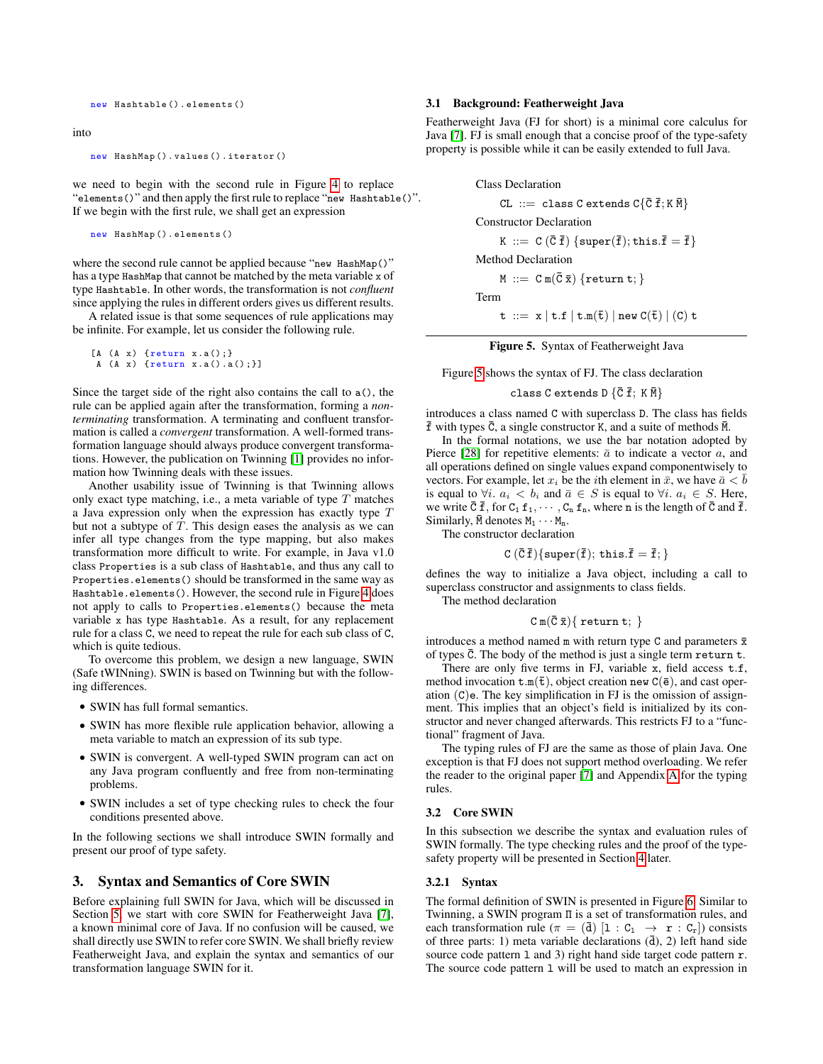```
new Hashtable().elements()
```

into

```
new HashMap().values().iterator()
```

we need to begin with the second rule in Figure 4 to replace "`elements()`" and then apply the first rule to replace "`new Hashtable()`". If we begin with the first rule, we shall get an expression

```
new HashMap().elements()
```

where the second rule cannot be applied because "`new HashMap()`" has a type `HashMap` that cannot be matched by the meta variable `x` of type `Hashtable`. In other words, the transformation is not *confluent* since applying the rules in different orders gives us different results.

A related issue is that some sequences of rule applications may be infinite. For example, let us consider the following rule.

```
[A (A x) {return x.a();}
 A (A x) {return x.a().a();}]
```

Since the target side of the right also contains the call to `a()`, the rule can be applied again after the transformation, forming a *non-terminating* transformation. A terminating and confluent transformation is called a *convergent* transformation. A well-formed transformation language should always produce convergent transformations. However, the publication on Twinning [1] provides no information how Twinning deals with these issues.

Another usability issue of Twinning is that Twinning allows only exact type matching, i.e., a meta variable of type $T$ matches a Java expression only when the expression has exactly type $T$ but not a subtype of $T$. This design eases the analysis as we can infer all type changes from the type mapping, but also makes transformation more difficult to write. For example, in Java v1.0 class `Properties` is a sub class of `Hashtable`, and thus any call to `Properties.elements()` should be transformed in the same way as `Hashtable.elements()`. However, the second rule in Figure 4 does not apply to calls to `Properties.elements()` because the meta variable `x` has type `Hashtable`. As a result, for any replacement rule for a class `C`, we need to repeat the rule for each sub class of `C`, which is quite tedious.

To overcome this problem, we design a new language, SWIN (Safe tWINning). SWIN is based on Twinning but with the following differences.

- SWIN has full formal semantics.
- SWIN has more flexible rule application behavior, allowing a meta variable to match an expression of its sub type.
- SWIN is convergent. A well-typed SWIN program can act on any Java program confluently and free from non-terminating problems.
- SWIN includes a set of type checking rules to check the four conditions presented above.

In the following sections we shall introduce SWIN formally and present our proof of type safety.

# 3. Syntax and Semantics of Core SWIN

Before explaining full SWIN for Java, which will be discussed in Section 5, we start with core SWIN for Featherweight Java [7], a known minimal core of Java. If no confusion will be caused, we shall directly use SWIN to refer core SWIN. We shall briefly review Featherweight Java, and explain the syntax and semantics of our transformation language SWIN for it.

## 3.1 Background: Featherweight Java

Featherweight Java (FJ for short) is a minimal core calculus for Java [7]. FJ is small enough that a concise proof of the type-safety property is possible while it can be easily extended to full Java.

Class Declaration

$$\mathtt{CL} ::= \mathtt{class\ C\ extends\ C}\{\bar{\mathtt{C}}\ \bar{\mathtt{f}}; \mathtt{K}\ \bar{\mathtt{M}}\}$$

Constructor Declaration

$$\mathtt{K} ::= \mathtt{C}\ (\bar{\mathtt{C}}\ \bar{\mathtt{f}})\ \{\mathtt{super}(\bar{\mathtt{f}}); \mathtt{this}.\bar{\mathtt{f}} = \bar{\mathtt{f}}\}$$

Method Declaration

$$\mathtt{M} ::= \mathtt{C\ m}(\bar{\mathtt{C}}\ \bar{\mathtt{x}})\ \{\mathtt{return\ t};\}$$

Term

$$\mathtt{t} ::= \mathtt{x} \mid \mathtt{t.f} \mid \mathtt{t.m}(\bar{\mathtt{t}}) \mid \mathtt{new\ C}(\bar{\mathtt{t}}) \mid (\mathtt{C})\ \mathtt{t}$$

**Figure 5.** Syntax of Featherweight Java

Figure 5 shows the syntax of FJ. The class declaration

$$\mathtt{class\ C\ extends\ D}\ \{\bar{\mathtt{C}}\ \bar{\mathtt{f}};\ \mathtt{K}\ \bar{\mathtt{M}}\}$$

introduces a class named `C` with superclass `D`. The class has fields $\bar{\mathtt{f}}$ with types $\bar{\mathtt{C}}$, a single constructor `K`, and a suite of methods $\bar{\mathtt{M}}$.

In the formal notations, we use the bar notation adopted by Pierce [28] for repetitive elements: $\bar{a}$ to indicate a vector $a$, and all operations defined on single values expand componentwisely to vectors. For example, let $x_i$ be the $i$th element in $\bar{x}$, we have $\bar{a} < \bar{b}$ is equal to $\forall i.\ a_i < b_i$ and $\bar{a} \in S$ is equal to $\forall i.\ a_i \in S$. Here, we write $\bar{\mathtt{C}}\ \bar{\mathtt{f}}$, for $\mathtt{C}_1\ \mathtt{f}_1, \cdots, \mathtt{C}_n\ \mathtt{f}_n$, where $\mathtt{n}$ is the length of $\bar{\mathtt{C}}$ and $\bar{\mathtt{f}}$. Similarly, $\bar{\mathtt{M}}$ denotes $\mathtt{M}_1 \cdots \mathtt{M}_n$.

The constructor declaration

$$\mathtt{C}\ (\bar{\mathtt{C}}\ \bar{\mathtt{f}})\{\mathtt{super}(\bar{\mathtt{f}});\ \mathtt{this}.\bar{\mathtt{f}} = \bar{\mathtt{f}};\}$$

defines the way to initialize a Java object, including a call to superclass constructor and assignments to class fields.

The method declaration

$$\mathtt{C\ m}(\bar{\mathtt{C}}\ \bar{\mathtt{x}})\{\ \mathtt{return\ t};\ \}$$

introduces a method named `m` with return type `C` and parameters $\bar{\mathtt{x}}$ of types $\bar{\mathtt{C}}$. The body of the method is just a single term `return t`.

There are only five terms in FJ, variable `x`, field access `t.f`, method invocation $\mathtt{t.m}(\bar{\mathtt{t}})$, object creation $\mathtt{new\ C}(\bar{\mathtt{e}})$, and cast operation `(C)e`. The key simplification in FJ is the omission of assignment. This implies that an object's field is initialized by its constructor and never changed afterwards. This restricts FJ to a "functional" fragment of Java.

The typing rules of FJ are the same as those of plain Java. One exception is that FJ does not support method overloading. We refer the reader to the original paper [7] and Appendix A for the typing rules.

## 3.2 Core SWIN

In this subsection we describe the syntax and evaluation rules of SWIN formally. The type checking rules and the proof of the type-safety property will be presented in Section 4 later.

### 3.2.1 Syntax

The formal definition of SWIN is presented in Figure 6. Similar to Twinning, a SWIN program $\Pi$ is a set of transformation rules, and each transformation rule ($\pi = (\bar{\mathtt{d}})\ [\mathtt{l} : \mathtt{C}_l \rightarrow \mathtt{r} : \mathtt{C}_r]$) consists of three parts: 1) meta variable declarations ($\bar{\mathtt{d}}$), 2) left hand side source code pattern `l` and 3) right hand side target code pattern `r`. The source code pattern `l` will be used to match an expression in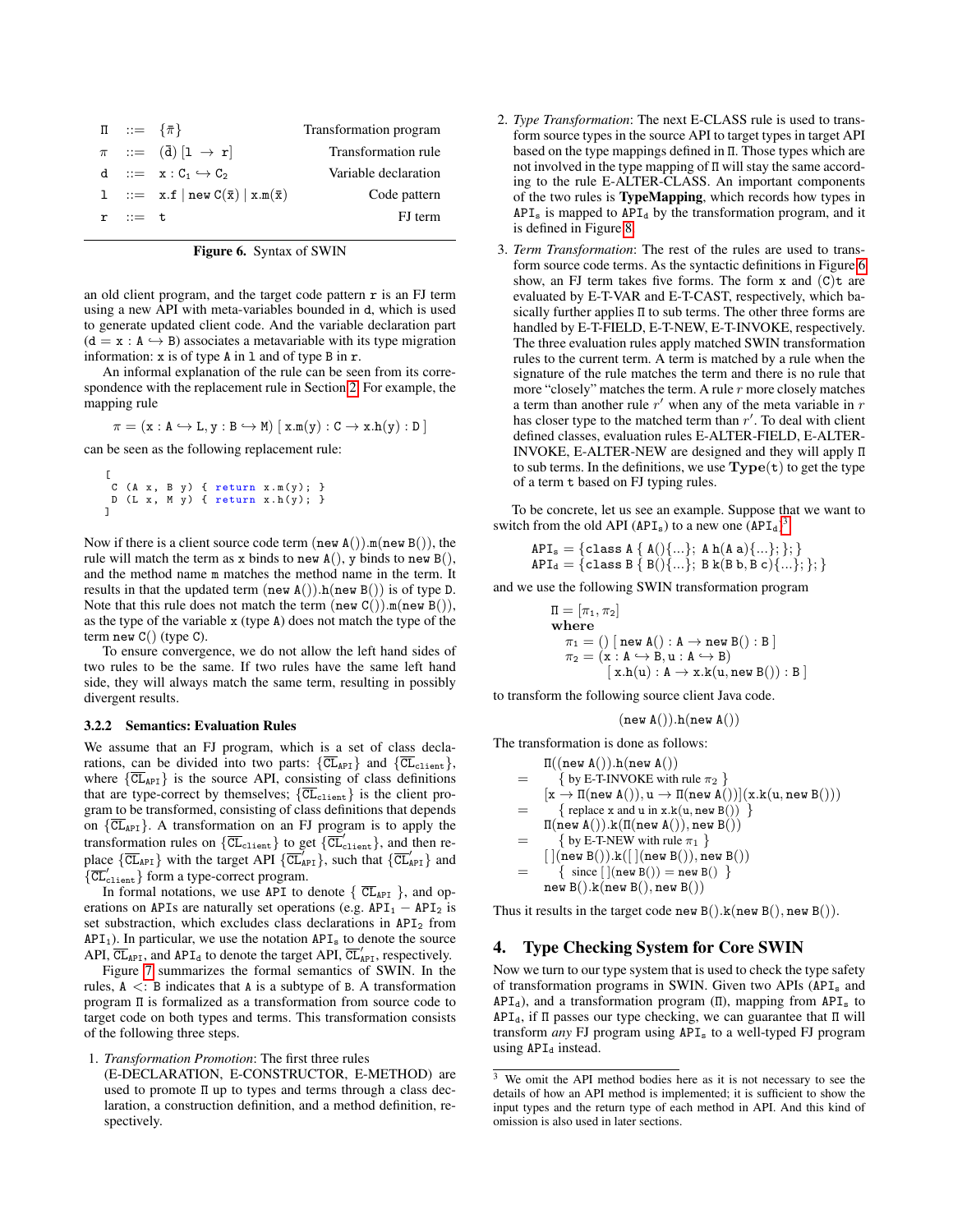$$
\begin{array}{llll}
\Pi & ::= & \{\overline{\pi}\} & \text{Transformation program} \\
\pi & ::= & (\overline{\mathtt{d}})\ [\mathtt{l} \rightarrow \mathtt{r}] & \text{Transformation rule} \\
\mathtt{d} & ::= & \mathtt{x} : \mathtt{C_1} \hookrightarrow \mathtt{C_2} & \text{Variable declaration} \\
\mathtt{l} & ::= & \mathtt{x.f} \mid \mathtt{new\ C(\overline{x})} \mid \mathtt{x.m(\overline{x})} & \text{Code pattern} \\
\mathtt{r} & ::= & \mathtt{t} & \text{FJ term}
\end{array}
$$

**Figure 6.** Syntax of SWIN

an old client program, and the target code pattern $\mathtt{r}$ is an FJ term using a new API with meta-variables bounded in $\mathtt{d}$, which is used to generate updated client code. And the variable declaration part ($\mathtt{d} = \mathtt{x} : \mathtt{A} \hookrightarrow \mathtt{B}$) associates a metavariable with its type migration information: $\mathtt{x}$ is of type $\mathtt{A}$ in $\mathtt{l}$ and of type $\mathtt{B}$ in $\mathtt{r}$.

An informal explanation of the rule can be seen from its correspondence with the replacement rule in Section 2. For example, the mapping rule

$$\pi = (\mathtt{x} : \mathtt{A} \hookrightarrow \mathtt{L}, \mathtt{y} : \mathtt{B} \hookrightarrow \mathtt{M})\ [\ \mathtt{x.m(y)} : \mathtt{C} \rightarrow \mathtt{x.h(y)} : \mathtt{D}\ ]$$

can be seen as the following replacement rule:

```
[
 C (A x, B y) { return x.m(y); }
 D (L x, M y) { return x.h(y); }
]
```

Now if there is a client source code term ($\mathtt{new\ A()).m(new\ B())}$, the rule will match the term as $\mathtt{x}$ binds to $\mathtt{new\ A()}$, $\mathtt{y}$ binds to $\mathtt{new\ B()}$, and the method name $\mathtt{m}$ matches the method name in the term. It results in that the updated term ($\mathtt{new\ A()).h(new\ B())}$ is of type $\mathtt{D}$. Note that this rule does not match the term ($\mathtt{new\ C()).m(new\ B())}$, as the type of the variable $\mathtt{x}$ (type $\mathtt{A}$) does not match the type of the term $\mathtt{new\ C()}$ (type $\mathtt{C}$).

To ensure convergence, we do not allow the left hand sides of two rules to be the same. If two rules have the same left hand side, they will always match the same term, resulting in possibly divergent results.

### 3.2.2 Semantics: Evaluation Rules

We assume that an FJ program, which is a set of class declarations, can be divided into two parts: $\{\overline{\mathtt{CL}}_{\mathtt{API}}\}$ and $\{\overline{\mathtt{CL}}_{\mathtt{client}}\}$, where $\{\overline{\mathtt{CL}}_{\mathtt{API}}\}$ is the source API, consisting of class definitions that are type-correct by themselves; $\{\overline{\mathtt{CL}}_{\mathtt{client}}\}$ is the client program to be transformed, consisting of class definitions that depends on $\{\overline{\mathtt{CL}}_{\mathtt{API}}\}$. A transformation on an FJ program is to apply the transformation rules on $\{\overline{\mathtt{CL}}_{\mathtt{client}}\}$ to get $\{\overline{\mathtt{CL}}'_{\mathtt{client}}\}$, and then replace $\{\overline{\mathtt{CL}}_{\mathtt{API}}\}$ with the target API $\{\overline{\mathtt{CL}}'_{\mathtt{API}}\}$, such that $\{\overline{\mathtt{CL}}'_{\mathtt{API}}\}$ and $\{\overline{\mathtt{CL}}'_{\mathtt{client}}\}$ form a type-correct program.

In formal notations, we use $\mathtt{API}$ to denote $\{\ \overline{\mathtt{CL}}_{\mathtt{API}}\ \}$, and operations on $\mathtt{API}$s are naturally set operations (e.g. $\mathtt{API}_1 - \mathtt{API}_2$ is set substraction, which excludes class declarations in $\mathtt{API}_2$ from $\mathtt{API}_1$). In particular, we use the notation $\mathtt{API}_s$ to denote the source API, $\overline{\mathtt{CL}}_{\mathtt{API}}$, and $\mathtt{API}_d$ to denote the target API, $\overline{\mathtt{CL}}'_{\mathtt{API}}$, respectively.

Figure 7 summarizes the formal semantics of SWIN. In the rules, $\mathtt{A} <: \mathtt{B}$ indicates that $\mathtt{A}$ is a subtype of $\mathtt{B}$. A transformation program $\Pi$ is formalized as a transformation from source code to target code on both types and terms. This transformation consists of the following three steps.

1. *Transformation Promotion*: The first three rules (E-DECLARATION, E-CONSTRUCTOR, E-METHOD) are used to promote $\Pi$ up to types and terms through a class declaration, a construction definition, and a method definition, respectively.
2. *Type Transformation*: The next E-CLASS rule is used to transform source types in the source API to target types in target API based on the type mappings defined in $\Pi$. Those types which are not involved in the type mapping of $\Pi$ will stay the same according to the rule E-ALTER-CLASS. An important components of the two rules is **TypeMapping**, which records how types in $\mathtt{API}_s$ is mapped to $\mathtt{API}_d$ by the transformation program, and it is defined in Figure 8.
3. *Term Transformation*: The rest of the rules are used to transform source code terms. As the syntactic definitions in Figure 6 show, an FJ term takes five forms. The form $\mathtt{x}$ and $\mathtt{(C)t}$ are evaluated by E-T-VAR and E-T-CAST, respectively, which basically further applies $\Pi$ to sub terms. The other three forms are handled by E-T-FIELD, E-T-NEW, E-T-INVOKE, respectively. The three evaluation rules apply matched SWIN transformation rules to the current term. A term is matched by a rule when the signature of the rule matches the term and there is no rule that more "closely" matches the term. A rule $r$ more closely matches a term than another rule $r'$ when any of the meta variable in $r$ has closer type to the matched term than $r'$. To deal with client defined classes, evaluation rules E-ALTER-FIELD, E-ALTER-INVOKE, E-ALTER-NEW are designed and they will apply $\Pi$ to sub terms. In the definitions, we use $\mathbf{Type}(\mathtt{t})$ to get the type of a term $\mathtt{t}$ based on FJ typing rules.

To be concrete, let us see an example. Suppose that we want to switch from the old API ($\mathtt{API}_s$) to a new one ($\mathtt{API}_d$)[3]

$$
\begin{aligned}
\mathtt{API}_s &= \{\mathtt{class\ A}\ \{\ \mathtt{A()\{...\};\ A\ h(A\ a)\{...\};}\ \};\} \\
\mathtt{API}_d &= \{\mathtt{class\ B}\ \{\ \mathtt{B()\{...\};\ B\ k(B\ b, B\ c)\{...\};}\ \};\}
\end{aligned}
$$

and we use the following SWIN transformation program

$$
\begin{aligned}
&\Pi = [\pi_1, \pi_2] \\
&\textbf{where} \\
&\quad \pi_1 = ()\ [\ \mathtt{new\ A()} : \mathtt{A} \rightarrow \mathtt{new\ B()} : \mathtt{B}\ ] \\
&\quad \pi_2 = (\mathtt{x} : \mathtt{A} \hookrightarrow \mathtt{B}, \mathtt{u} : \mathtt{A} \hookrightarrow \mathtt{B}) \\
&\qquad\quad [\ \mathtt{x.h(u)} : \mathtt{A} \rightarrow \mathtt{x.k(u, new\ B())} : \mathtt{B}\ ]
\end{aligned}
$$

to transform the following source client Java code.

$$(\mathtt{new\ A()).h(new\ A())}$$

The transformation is done as follows:

$$
\begin{aligned}
& \Pi((\mathtt{new\ A()).h(new\ A())}) \\
= & \quad \{\ \text{by E-T-INVOKE with rule } \pi_2\ \} \\
& [\mathtt{x} \rightarrow \Pi(\mathtt{new\ A()}), \mathtt{u} \rightarrow \Pi(\mathtt{new\ A()})](\mathtt{x.k(u, new\ B())}) \\
= & \quad \{\ \text{replace } \mathtt{x} \text{ and } \mathtt{u} \text{ in } \mathtt{x.k(u, new\ B())}\ \} \\
& \Pi(\mathtt{new\ A()}).\mathtt{k}(\Pi(\mathtt{new\ A()}), \mathtt{new\ B()}) \\
= & \quad \{\ \text{by E-T-NEW with rule } \pi_1\ \} \\
& [\,](\mathtt{new\ B()}).\mathtt{k}([\,](\mathtt{new\ B()}), \mathtt{new\ B()}) \\
= & \quad \{\ \text{since } [\,](\mathtt{new\ B()}) = \mathtt{new\ B()}\ \} \\
& \mathtt{new\ B().k(new\ B(), new\ B())}
\end{aligned}
$$

Thus it results in the target code $\mathtt{new\ B().k(new\ B(), new\ B())}$.

## 4. Type Checking System for Core SWIN

Now we turn to our type system that is used to check the type safety of transformation programs in SWIN. Given two APIs ($\mathtt{API}_s$ and $\mathtt{API}_d$), and a transformation program ($\Pi$), mapping from $\mathtt{API}_s$ to $\mathtt{API}_d$, if $\Pi$ passes our type checking, we can guarantee that $\Pi$ will transform *any* FJ program using $\mathtt{API}_s$ to a well-typed FJ program using $\mathtt{API}_d$ instead.

[3] We omit the API method bodies here as it is not necessary to see the details of how an API method is implemented; it is sufficient to show the input types and the return type of each method in API. And this kind of omission is also used in later sections.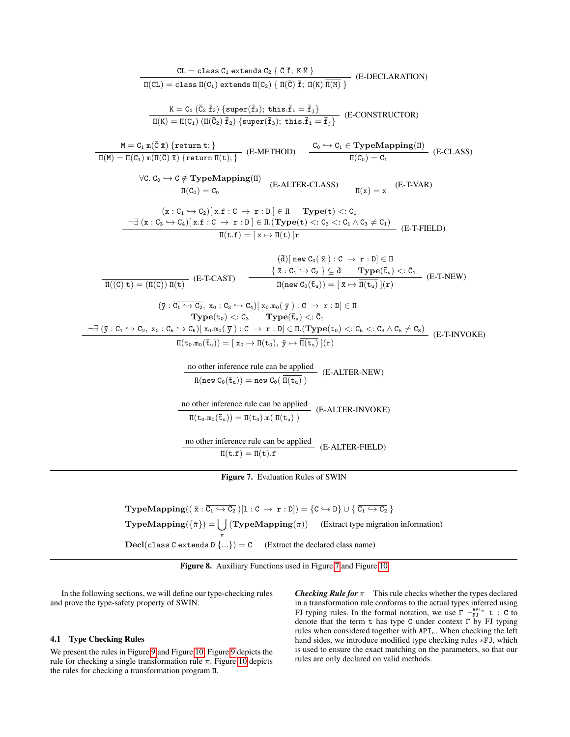$$\frac{\texttt{CL} = \texttt{class}\ \texttt{C}_1\ \texttt{extends}\ \texttt{C}_2\ \{\ \bar{\texttt{C}}\ \bar{\texttt{f}};\ \texttt{K}\ \bar{\texttt{M}}\ \}}{\Pi(\texttt{CL}) = \texttt{class}\ \Pi(\texttt{C}_1)\ \texttt{extends}\ \Pi(\texttt{C}_2)\ \{\ \Pi(\bar{\texttt{C}})\ \bar{\texttt{f}};\ \Pi(\texttt{K})\ \overline{\Pi(\texttt{M})}\ \}}\ \text{(E-DECLARATION)}$$

$$\frac{\texttt{K} = \texttt{C}_1\ (\bar{\texttt{C}}_2\ \bar{\texttt{f}}_2)\ \{\texttt{super}(\bar{\texttt{f}}_3);\ \texttt{this}.\bar{\texttt{f}}_i = \bar{\texttt{f}}_j\}}{\Pi(\texttt{K}) = \Pi(\texttt{C}_1)\ (\Pi(\bar{\texttt{C}}_2)\ \bar{\texttt{f}}_2)\ \{\texttt{super}(\bar{\texttt{f}}_3);\ \texttt{this}.\bar{\texttt{f}}_i = \bar{\texttt{f}}_j\}}\ \text{(E-CONSTRUCTOR)}$$

$$\frac{\texttt{M} = \texttt{C}_1\ \texttt{m}(\bar{\texttt{C}}\ \bar{\texttt{x}})\ \{\texttt{return}\ \texttt{t};\}}{\Pi(\texttt{M}) = \Pi(\texttt{C}_1)\ \texttt{m}(\Pi(\bar{\texttt{C}})\ \bar{\texttt{x}})\ \{\texttt{return}\ \Pi(\texttt{t});\}}\ \text{(E-METHOD)} \qquad \frac{\texttt{C}_0 \hookrightarrow \texttt{C}_1 \in \textbf{TypeMapping}(\Pi)}{\Pi(\texttt{C}_0) = \texttt{C}_1}\ \text{(E-CLASS)}$$

$$\frac{\forall \texttt{C}.\ \texttt{C}_0 \hookrightarrow \texttt{C} \notin \textbf{TypeMapping}(\Pi)}{\Pi(\texttt{C}_0) = \texttt{C}_0}\ \text{(E-ALTER-CLASS)} \qquad \frac{}{\Pi(\texttt{x}) = \texttt{x}}\ \text{(E-T-VAR)}$$

$$\frac{\begin{array}{c}(\texttt{x} : \texttt{C}_1 \hookrightarrow \texttt{C}_2)[\ \texttt{x.f} : \texttt{C}\ \rightarrow\ \texttt{r} : \texttt{D}\ ] \in \Pi \qquad \textbf{Type}(\texttt{t}) <: \texttt{C}_1 \\ \neg\exists\ (\texttt{x} : \texttt{C}_3 \hookrightarrow \texttt{C}_4)[\ \texttt{x.f} : \texttt{C}\ \rightarrow\ \texttt{r} : \texttt{D}\ ] \in \Pi.(\textbf{Type}(\texttt{t}) <: \texttt{C}_3 <: \texttt{C}_1 \wedge \texttt{C}_3 \neq \texttt{C}_1)\end{array}}{\Pi(\texttt{t.f}) = [\ \texttt{x} \mapsto \Pi(\texttt{t})\ ]\texttt{r}}\ \text{(E-T-FIELD)}$$

$$\frac{}{\Pi((\texttt{C})\ \texttt{t}) = (\Pi(\texttt{C}))\ \Pi(\texttt{t})}\ \text{(E-T-CAST)} \qquad \frac{\begin{array}{c}(\bar{\texttt{d}})[\ \texttt{new}\ \texttt{C}_0(\ \bar{\texttt{x}}\ ) : \texttt{C}\ \rightarrow\ \texttt{r} : \texttt{D}] \in \Pi \\ \{\ \bar{\texttt{x}} : \overline{\texttt{C}_1 \hookrightarrow \texttt{C}_2}\ \} \subseteq \bar{\texttt{d}} \qquad \textbf{Type}(\bar{\texttt{t}}_u) <: \bar{\texttt{C}}_1\end{array}}{\Pi(\texttt{new}\ \texttt{C}_0(\bar{\texttt{t}}_u)) = [\ \bar{\texttt{x}} \mapsto \overline{\Pi(\texttt{t}_u)}\ ](\texttt{r})}\ \text{(E-T-NEW)}$$

$$\frac{\begin{array}{c}(\bar{\texttt{y}} : \overline{\texttt{C}_1 \hookrightarrow \texttt{C}_2},\ \texttt{x}_0 : \texttt{C}_3 \hookrightarrow \texttt{C}_4)[\ \texttt{x}_0.\texttt{m}_0(\ \bar{\texttt{y}}\ ) : \texttt{C}\ \rightarrow\ \texttt{r} : \texttt{D}] \in \Pi \\ \textbf{Type}(\texttt{t}_0) <: \texttt{C}_3 \qquad \textbf{Type}(\bar{\texttt{t}}_u) <: \bar{\texttt{C}}_1 \\ \neg\exists\ (\bar{\texttt{y}} : \overline{\texttt{C}_1 \hookrightarrow \texttt{C}_2},\ \texttt{x}_0 : \texttt{C}_5 \hookrightarrow \texttt{C}_6)[\ \texttt{x}_0.\texttt{m}_0(\ \bar{\texttt{y}}\ ) : \texttt{C}\ \rightarrow\ \texttt{r} : \texttt{D}] \in \Pi.(\textbf{Type}(\texttt{t}_0) <: \texttt{C}_5 <: \texttt{C}_3 \wedge \texttt{C}_5 \neq \texttt{C}_3)\end{array}}{\Pi(\texttt{t}_0.\texttt{m}_0(\bar{\texttt{t}}_u)) = [\ \texttt{x}_0 \mapsto \Pi(\texttt{t}_0),\ \bar{\texttt{y}} \mapsto \overline{\Pi(\texttt{t}_u)}\ ](\texttt{r})}\ \text{(E-T-INVOKE)}$$

$$\frac{\text{no other inference rule can be applied}}{\Pi(\texttt{new}\ \texttt{C}_0(\bar{\texttt{t}}_u)) = \texttt{new}\ \texttt{C}_0(\ \overline{\Pi(\texttt{t}_u)}\ )}\ \text{(E-ALTER-NEW)}$$

$$\frac{\text{no other inference rule can be applied}}{\Pi(\texttt{t}_0.\texttt{m}_0(\bar{\texttt{t}}_u)) = \Pi(\texttt{t}_0).\texttt{m}(\ \overline{\Pi(\texttt{t}_u)}\ )}\ \text{(E-ALTER-INVOKE)}$$

$$\frac{\text{no other inference rule can be applied}}{\Pi(\texttt{t.f}) = \Pi(\texttt{t}).\texttt{f}}\ \text{(E-ALTER-FIELD)}$$

**Figure 7.** Evaluation Rules of SWIN

$$\textbf{TypeMapping}((\ \bar{\texttt{x}} : \overline{\texttt{C}_1 \hookrightarrow \texttt{C}_2}\ )[\texttt{l} : \texttt{C}\ \rightarrow\ \texttt{r} : \texttt{D}]) = \{\texttt{C} \hookrightarrow \texttt{D}\} \cup \{\ \overline{\texttt{C}_1 \hookrightarrow \texttt{C}_2}\ \}$$

$$\textbf{TypeMapping}(\{\bar{\pi}\}) = \bigcup_{\pi}(\textbf{TypeMapping}(\pi)) \qquad \text{(Extract type migration information)}$$

$$\textbf{Decl}(\texttt{class}\ \texttt{C}\ \texttt{extends}\ \texttt{D}\ \{...\}) = \texttt{C} \qquad \text{(Extract the declared class name)}$$

**Figure 8.** Auxiliary Functions used in Figure 7 and Figure 10

In the following sections, we will define our type-checking rules and prove the type-safety property of SWIN.

### 4.1 Type Checking Rules

We present the rules in Figure 9 and Figure 10. Figure 9 depicts the rule for checking a single transformation rule $\pi$. Figure 10 depicts the rules for checking a transformation program $\Pi$.

***Checking Rule for*** $\pi$ This rule checks whether the types declared in a transformation rule conforms to the actual types inferred using FJ typing rules. In the formal notation, we use $\Gamma \vdash_{FJ}^{\texttt{APIs}} \texttt{t} : \texttt{C}$ to denote that the term $\texttt{t}$ has type $\texttt{C}$ under context $\Gamma$ by FJ typing rules when considered together with $\texttt{API}_s$. When checking the left hand sides, we introduce modified type checking rules $*$FJ, which is used to ensure the exact matching on the parameters, so that our rules are only declared on valid methods.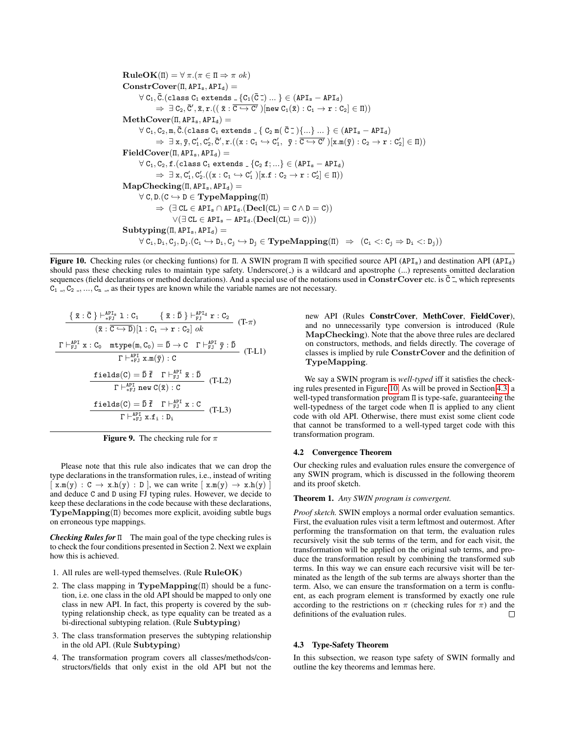$$
\begin{aligned}
&\textbf{RuleOK}(\Pi) = \forall\, \pi.(\pi \in \Pi \Rightarrow \pi\ ok)\\
&\textbf{ConstrCover}(\Pi, \mathtt{API_s}, \mathtt{API_d}) =\\
&\quad \forall\, \mathtt{C_1}, \bar{\mathtt{C}}.(\mathtt{class}\ \mathtt{C_1}\ \mathtt{extends}\ \_\ \{\mathtt{C_1}(\bar{\mathtt{C}}\ \bar{\_})\ \ldots\ \} \in (\mathtt{API_s} - \mathtt{API_d})\\
&\qquad \Rightarrow\ \exists\, \mathtt{C_2}, \bar{\mathtt{C}}', \bar{\mathtt{x}}, \mathtt{r}.((\ \bar{\mathtt{x}} : \overline{\mathtt{C} \hookrightarrow \mathtt{C}'}\ )[\mathtt{new}\ \mathtt{C_1}(\bar{\mathtt{x}}) : \mathtt{C_1} \rightarrow \mathtt{r} : \mathtt{C_2}] \in \Pi))\\
&\textbf{MethCover}(\Pi, \mathtt{API_s}, \mathtt{API_d}) =\\
&\quad \forall\, \mathtt{C_1}, \mathtt{C_2}, \mathtt{m}, \bar{\mathtt{C}}.(\mathtt{class}\ \mathtt{C_1}\ \mathtt{extends}\ \_\ \{\ \mathtt{C_2}\ \mathtt{m}(\ \bar{\mathtt{C}}\ \bar{\_}\ )\{\ldots\}\ \ldots\ \} \in (\mathtt{API_s} - \mathtt{API_d})\\
&\qquad \Rightarrow\ \exists\, \mathtt{x}, \bar{\mathtt{y}}, \mathtt{C}'_1, \mathtt{C}'_2, \bar{\mathtt{C}}', \mathtt{r}.((\mathtt{x} : \mathtt{C_1} \hookrightarrow \mathtt{C}'_1,\ \ \bar{\mathtt{y}} : \overline{\mathtt{C} \hookrightarrow \mathtt{C}'}\ )[\mathtt{x.m}(\bar{\mathtt{y}}) : \mathtt{C_2} \rightarrow \mathtt{r} : \mathtt{C}'_2] \in \Pi))\\
&\textbf{FieldCover}(\Pi, \mathtt{API_s}, \mathtt{API_d}) =\\
&\quad \forall\, \mathtt{C_1}, \mathtt{C_2}, \mathtt{f}.(\mathtt{class}\ \mathtt{C_1}\ \mathtt{extends}\ \_\ \{\mathtt{C_2}\ \mathtt{f};\ldots\} \in (\mathtt{API_s} - \mathtt{API_d})\\
&\qquad \Rightarrow\ \exists\, \mathtt{x}, \mathtt{C}'_1, \mathtt{C}'_2.((\mathtt{x} : \mathtt{C_1} \hookrightarrow \mathtt{C}'_1\ )[\mathtt{x.f} : \mathtt{C_2} \rightarrow \mathtt{r} : \mathtt{C}'_2] \in \Pi))\\
&\textbf{MapChecking}(\Pi, \mathtt{API_s}, \mathtt{API_d}) =\\
&\quad \forall\, \mathtt{C}, \mathtt{D}.(\mathtt{C} \hookrightarrow \mathtt{D} \in \textbf{TypeMapping}(\Pi)\\
&\qquad \Rightarrow\ (\exists\, \mathtt{CL} \in \mathtt{API_s} \cap \mathtt{API_d}.(\textbf{Decl}(\mathtt{CL}) = \mathtt{C} \wedge \mathtt{D} = \mathtt{C})\\
&\qquad\quad \vee(\exists\, \mathtt{CL} \in \mathtt{API_s} - \mathtt{API_d}.(\textbf{Decl}(\mathtt{CL}) = \mathtt{C})))\\
&\textbf{Subtyping}(\Pi, \mathtt{API_s}, \mathtt{API_d}) =\\
&\quad \forall\, \mathtt{C_i}, \mathtt{D_i}, \mathtt{C_j}, \mathtt{D_j}.(\mathtt{C_i} \hookrightarrow \mathtt{D_i}, \mathtt{C_j} \hookrightarrow \mathtt{D_j} \in \textbf{TypeMapping}(\Pi)\ \ \Rightarrow\ \ (\mathtt{C_i} <: \mathtt{C_j} \Rightarrow \mathtt{D_i} <: \mathtt{D_j}))
\end{aligned}
$$

**Figure 10.** Checking rules (or checking funtions) for $\Pi$. A SWIN program $\Pi$ with specified source API ($\mathtt{API_s}$) and destination API ($\mathtt{API_d}$) should pass these checking rules to maintain type safety. Underscore(_) is a wildcard and apostrophe (...) represents omitted declaration sequences (field declarations or method declarations). And a special use of the notations used in **ConstrCover** etc. is $\bar{\mathtt{C}}\ \bar{\_}$, which represents $\mathtt{C_1}\ \_$, $\mathtt{C_2}\ \_$, ..., $\mathtt{C_n}\ \_$, as their types are known while the variable names are not necessary.

$$
\frac{\{\ \bar{\mathtt{x}} : \bar{\mathtt{C}}\ \} \vdash^{\mathtt{API_s}}_{*\mathtt{FJ}} \mathtt{l} : \mathtt{C_1} \qquad \{\ \bar{\mathtt{x}} : \bar{\mathtt{D}}\ \} \vdash^{\mathtt{API_d}}_{\mathtt{FJ}} \mathtt{r} : \mathtt{C_2}}{(\bar{\mathtt{x}} : \overline{\mathtt{C} \hookrightarrow \mathtt{D}})[\mathtt{l} : \mathtt{C_1} \rightarrow \mathtt{r} : \mathtt{C_2}]\ ok} \ \text{(T-}\pi\text{)}
$$

$$
\frac{\Gamma \vdash^{\mathtt{API}}_{\mathtt{FJ}} \mathtt{x} : \mathtt{C_0} \quad \mathtt{mtype}(\mathtt{m}, \mathtt{C_0}) = \bar{\mathtt{D}} \rightarrow \mathtt{C} \quad \Gamma \vdash^{\mathtt{API}}_{\mathtt{FJ}} \bar{\mathtt{y}} : \bar{\mathtt{D}}}{\Gamma \vdash^{\mathtt{API}}_{*\mathtt{FJ}} \mathtt{x.m}(\bar{\mathtt{y}}) : \mathtt{C}} \ \text{(T-L1)}
$$

$$
\frac{\mathtt{fields}(\mathtt{C}) = \bar{\mathtt{D}}\ \bar{\mathtt{f}} \quad \Gamma \vdash^{\mathtt{API}}_{\mathtt{FJ}} \bar{\mathtt{x}} : \bar{\mathtt{D}}}{\Gamma \vdash^{\mathtt{API}}_{*\mathtt{FJ}} \mathtt{new}\ \mathtt{C}(\bar{\mathtt{x}}) : \mathtt{C}} \ \text{(T-L2)}
$$

$$
\frac{\mathtt{fields}(\mathtt{C}) = \bar{\mathtt{D}}\ \bar{\mathtt{f}} \quad \Gamma \vdash^{\mathtt{API}}_{\mathtt{FJ}} \mathtt{x} : \mathtt{C}}{\Gamma \vdash^{\mathtt{API}}_{*\mathtt{FJ}} \mathtt{x.f_i} : \mathtt{D_i}} \ \text{(T-L3)}
$$

**Figure 9.** The checking rule for $\pi$

Please note that this rule also indicates that we can drop the type declarations in the transformation rules, i.e., instead of writing [ x.m(y) : C → x.h(y) : D ], we can write [ x.m(y) → x.h(y) ] and deduce C and D using FJ typing rules. However, we decide to keep these declarations in the code because with these declarations, **TypeMapping**($\Pi$) becomes more explicit, avoiding subtle bugs on erroneous type mappings.

***Checking Rules for*** $\Pi$ The main goal of the type checking rules is to check the four conditions presented in Section 2. Next we explain how this is achieved.

1. All rules are well-typed themselves. (Rule **RuleOK**)
2. The class mapping in **TypeMapping**($\Pi$) should be a function, i.e. one class in the old API should be mapped to only one class in new API. In fact, this property is covered by the subtyping relationship check, as type equality can be treated as a bi-directional subtyping relation. (Rule **Subtyping**)
3. The class transformation preserves the subtyping relationship in the old API. (Rule **Subtyping**)
4. The transformation program covers all classes/methods/constructors/fields that only exist in the old API but not the new API (Rules **ConstrCover**, **MethCover**, **FieldCover**), and no unnecessarily type conversion is introduced (Rule **MapChecking**). Note that the above three rules are declared on constructors, methods, and fields directly. The coverage of classes is implied by rule **ConstrCover** and the definition of **TypeMapping**.

We say a SWIN program is *well-typed* iff it satisfies the checking rules presented in Figure 10. As will be proved in Section 4.3, a well-typed transformation program $\Pi$ is type-safe, guaranteeing the well-typedness of the target code when $\Pi$ is applied to any client code with old API. Otherwise, there must exist some client code that cannot be transformed to a well-typed target code with this transformation program.

### 4.2 Convergence Theorem

Our checking rules and evaluation rules ensure the convergence of any SWIN program, which is discussed in the following theorem and its proof sketch.

**Theorem 1.** *Any SWIN program is convergent.*

*Proof sketch.* SWIN employs a normal order evaluation semantics. First, the evaluation rules visit a term leftmost and outermost. After performing the transformation on that term, the evaluation rules recursively visit the sub terms of the term, and for each visit, the transformation will be applied on the original sub terms, and produce the transformation result by combining the transformed sub terms. In this way we can ensure each recursive visit will be terminated as the length of the sub terms are always shorter than the term. Also, we can ensure the transformation on a term is confluent, as each program element is transformed by exactly one rule according to the restrictions on $\pi$ (checking rules for $\pi$) and the definitions of the evaluation rules. □

### 4.3 Type-Safety Theorem

In this subsection, we reason type safety of SWIN formally and outline the key theorems and lemmas here.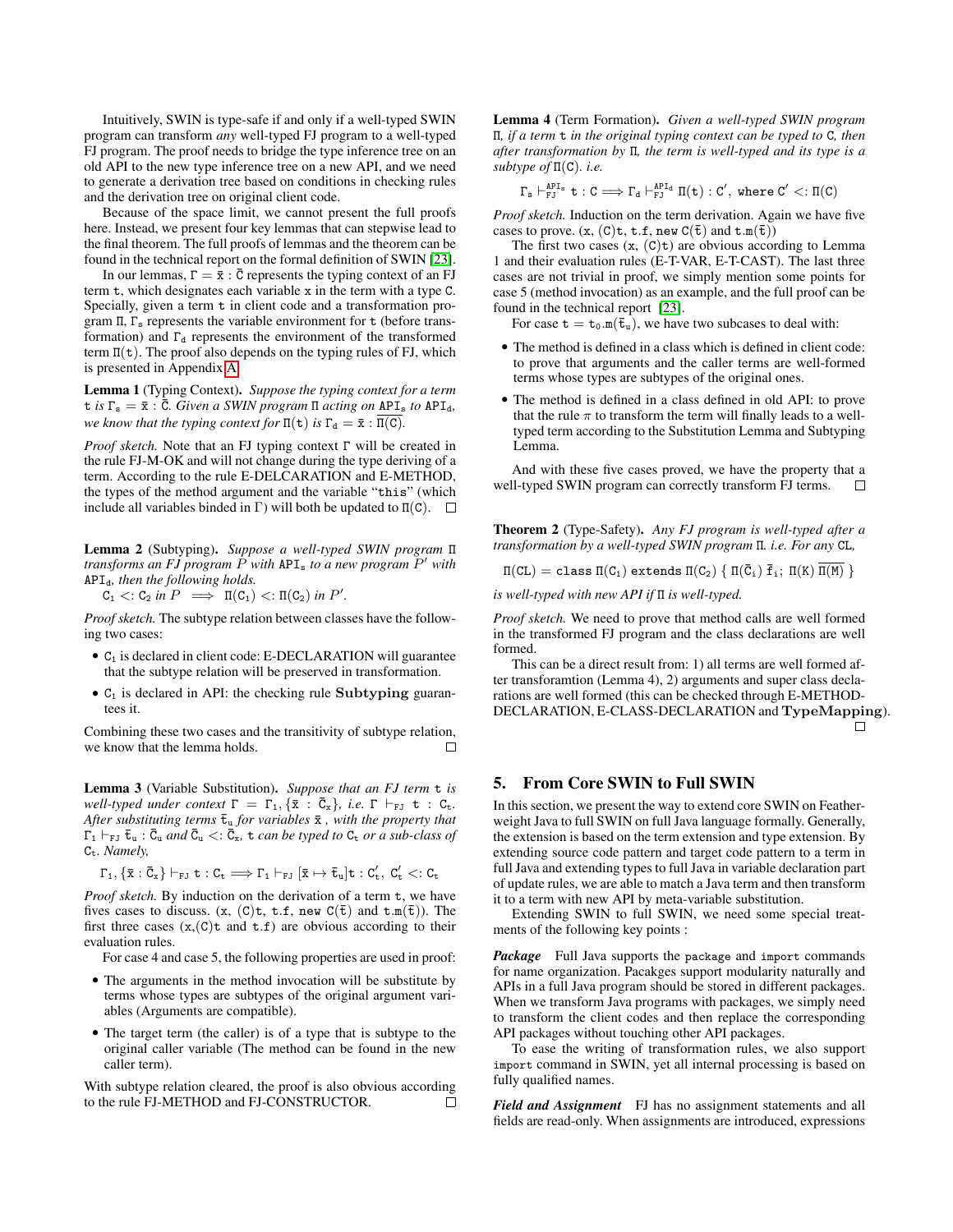Intuitively, SWIN is type-safe if and only if a well-typed SWIN program can transform *any* well-typed FJ program to a well-typed FJ program. The proof needs to bridge the type inference tree on an old API to the new type inference tree on a new API, and we need to generate a derivation tree based on conditions in checking rules and the derivation tree on original client code.

Because of the space limit, we cannot present the full proofs here. Instead, we present four key lemmas that can stepwise lead to the final theorem. The full proofs of lemmas and the theorem can be found in the technical report on the formal definition of SWIN [23].

In our lemmas, $\Gamma = \bar{x} : \bar{C}$ represents the typing context of an FJ term $t$, which designates each variable $x$ in the term with a type $C$. Specially, given a term $t$ in client code and a transformation program $\Pi$, $\Gamma_s$ represents the variable environment for $t$ (before transformation) and $\Gamma_d$ represents the environment of the transformed term $\Pi(t)$. The proof also depends on the typing rules of FJ, which is presented in Appendix A.

**Lemma 1** (Typing Context)**.** *Suppose the typing context for a term* $t$ *is* $\Gamma_s = \bar{x} : \bar{C}$*. Given a SWIN program* $\Pi$ *acting on* $API_s$ *to* $API_d$*, we know that the typing context for* $\Pi(t)$ *is* $\Gamma_d = \bar{x} : \overline{\Pi(C)}$*.*

*Proof sketch.* Note that an FJ typing context $\Gamma$ will be created in the rule FJ-M-OK and will not change during the type deriving of a term. According to the rule E-DELCARATION and E-METHOD, the types of the method argument and the variable "this" (which include all variables binded in $\Gamma$) will both be updated to $\Pi(C)$. □

**Lemma 2** (Subtyping)**.** *Suppose a well-typed SWIN program* $\Pi$ *transforms an FJ program* $P$ *with* $API_s$ *to a new program* $P'$ *with* $API_d$*, then the following holds.*

$C_1 <: C_2$ *in* $P \implies \Pi(C_1) <: \Pi(C_2)$ *in* $P'$.

*Proof sketch.* The subtype relation between classes have the following two cases:

- $C_1$ is declared in client code: E-DECLARATION will guarantee that the subtype relation will be preserved in transformation.
- $C_1$ is declared in API: the checking rule **Subtyping** guarantees it.

Combining these two cases and the transitivity of subtype relation, we know that the lemma holds. □

**Lemma 3** (Variable Substitution)**.** *Suppose that an FJ term* $t$ *is well-typed under context* $\Gamma = \Gamma_1, \{\bar{x} : \bar{C}_x\}$*, i.e.* $\Gamma \vdash_{FJ} t : C_t$*. After substituting terms* $\bar{t}_u$ *for variables* $\bar{x}$ *, with the property that* $\Gamma_1 \vdash_{FJ} \bar{t}_u : \bar{C}_u$ *and* $\bar{C}_u <: \bar{C}_x$*,* $t$ *can be typed to* $C_t$ *or a sub-class of* $C_t$*. Namely,*

$$\Gamma_1, \{\bar{x} : \bar{C}_x\} \vdash_{FJ} t : C_t \Longrightarrow \Gamma_1 \vdash_{FJ} [\bar{x} \mapsto \bar{t}_u]t : C_t',\ C_t' <: C_t$$

*Proof sketch.* By induction on the derivation of a term $t$, we have fives cases to discuss. ($x$, $(C)t$, $t.f$, $new\ C(\bar{t})$ and $t.m(\bar{t})$). The first three cases ($x$,$(C)t$ and $t.f$) are obvious according to their evaluation rules.

For case 4 and case 5, the following properties are used in proof:

- The arguments in the method invocation will be substitute by terms whose types are subtypes of the original argument variables (Arguments are compatible).
- The target term (the caller) is of a type that is subtype to the original caller variable (The method can be found in the new caller term).

With subtype relation cleared, the proof is also obvious according to the rule FJ-METHOD and FJ-CONSTRUCTOR. □

**Lemma 4** (Term Formation)**.** *Given a well-typed SWIN program* $\Pi$*, if a term* $t$ *in the original typing context can be typed to* $C$*, then after transformation by* $\Pi$*, the term is well-typed and its type is a subtype of* $\Pi(C)$*. i.e.*

$$\Gamma_s \vdash_{FJ}^{API_s} t : C \Longrightarrow \Gamma_d \vdash_{FJ}^{API_d} \Pi(t) : C',\ \text{where } C' <: \Pi(C)$$

*Proof sketch.* Induction on the term derivation. Again we have five cases to prove. ($x$, $(C)t$, $t.f$, $new\ C(\bar{t})$ and $t.m(\bar{t})$)

The first two cases ($x$, $(C)t$) are obvious according to Lemma 1 and their evaluation rules (E-T-VAR, E-T-CAST). The last three cases are not trivial in proof, we simply mention some points for case 5 (method invocation) as an example, and the full proof can be found in the technical report [23].

For case $t = t_0.m(\bar{t}_u)$, we have two subcases to deal with:

- The method is defined in a class which is defined in client code: to prove that arguments and the caller terms are well-formed terms whose types are subtypes of the original ones.
- The method is defined in a class defined in old API: to prove that the rule $\pi$ to transform the term will finally leads to a well-typed term according to the Substitution Lemma and Subtyping Lemma.

And with these five cases proved, we have the property that a well-typed SWIN program can correctly transform FJ terms. □

**Theorem 2** (Type-Safety)**.** *Any FJ program is well-typed after a transformation by a well-typed SWIN program* $\Pi$*. i.e. For any* $CL$*,*

$$\Pi(CL) = \texttt{class}\ \Pi(C_1)\ \texttt{extends}\ \Pi(C_2)\ \{\ \Pi(\bar{C}_i)\ \bar{f}_i;\ \Pi(K)\ \overline{\Pi(M)}\ \}$$

*is well-typed with new API if* $\Pi$ *is well-typed.*

*Proof sketch.* We need to prove that method calls are well formed in the transformed FJ program and the class declarations are well formed.

This can be a direct result from: 1) all terms are well formed after transforamtion (Lemma 4), 2) arguments and super class declarations are well formed (this can be checked through E-METHOD-DECLARATION, E-CLASS-DECLARATION and **TypeMapping**). □

## 5. From Core SWIN to Full SWIN

In this section, we present the way to extend core SWIN on Featherweight Java to full SWIN on full Java language formally. Generally, the extension is based on the term extension and type extension. By extending source code pattern and target code pattern to a term in full Java and extending types to full Java in variable declaration part of update rules, we are able to match a Java term and then transform it to a term with new API by meta-variable substitution.

Extending SWIN to full SWIN, we need some special treatments of the following key points :

***Package*** Full Java supports the `package` and `import` commands for name organization. Packages support modularity naturally and APIs in a full Java program should be stored in different packages. When we transform Java programs with packages, we simply need to transform the client codes and then replace the corresponding API packages without touching other API packages.

To ease the writing of transformation rules, we also support `import` command in SWIN, yet all internal processing is based on fully qualified names.

***Field and Assignment*** FJ has no assignment statements and all fields are read-only. When assignments are introduced, expressions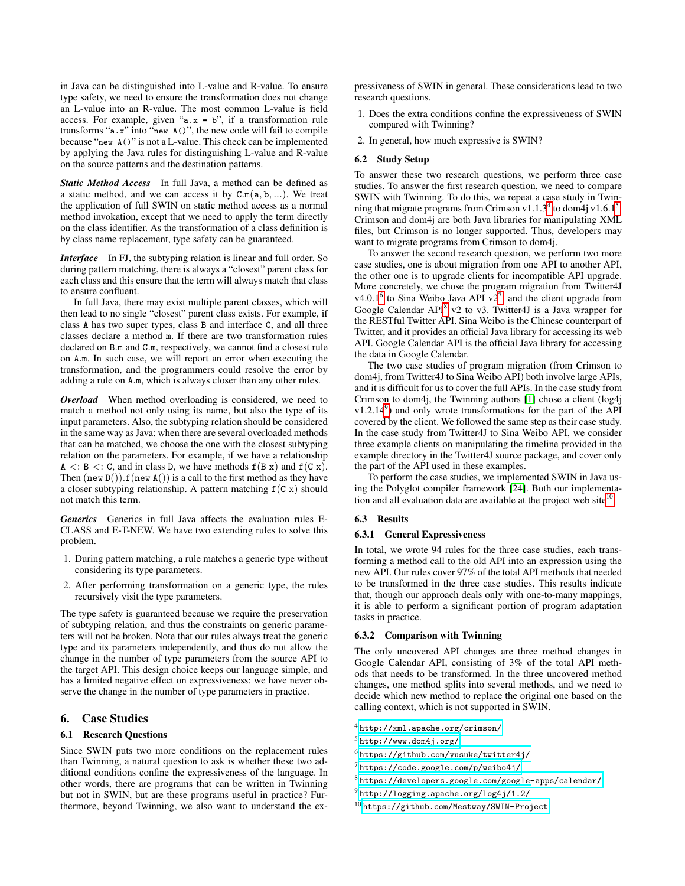in Java can be distinguished into L-value and R-value. To ensure type safety, we need to ensure the transformation does not change an L-value into an R-value. The most common L-value is field access. For example, given "`a.x = b`", if a transformation rule transforms "`a.x`" into "`new A()`", the new code will fail to compile because "`new A()`" is not a L-value. This check can be implemented by applying the Java rules for distinguishing L-value and R-value on the source patterns and the destination patterns.

***Static Method Access*** In full Java, a method can be defined as a static method, and we can access it by $\texttt{C.m}(\texttt{a}, \texttt{b}, \ldots)$. We treat the application of full SWIN on static method access as a normal method invokation, except that we need to apply the term directly on the class identifier. As the transformation of a class definition is by class name replacement, type safety can be guaranteed.

***Interface*** In FJ, the subtyping relation is linear and full order. So during pattern matching, there is always a "closest" parent class for each class and this ensure that the term will always match that class to ensure confluent.

In full Java, there may exist multiple parent classes, which will then lead to no single "closest" parent class exists. For example, if class `A` has two super types, class `B` and interface `C`, and all three classes declare a method `m`. If there are two transformation rules declared on `B.m` and `C.m`, respectively, we cannot find a closest rule on `A.m`. In such case, we will report an error when executing the transformation, and the programmers could resolve the error by adding a rule on `A.m`, which is always closer than any other rules.

***Overload*** When method overloading is considered, we need to match a method not only using its name, but also the type of its input parameters. Also, the subtyping relation should be considered in the same way as Java: when there are several overloaded methods that can be matched, we choose the one with the closest subtyping relation on the parameters. For example, if we have a relationship $\texttt{A} <: \texttt{B} <: \texttt{C}$, and in class `D`, we have methods $\texttt{f}(\texttt{B x})$ and $\texttt{f}(\texttt{C x})$. Then $(\texttt{new D}()).\texttt{f}(\texttt{new A}())$ is a call to the first method as they have a closer subtyping relationship. A pattern matching $\texttt{f}(\texttt{C x})$ should not match this term.

***Generics*** Generics in full Java affects the evaluation rules E-CLASS and E-T-NEW. We have two extending rules to solve this problem.

1. During pattern matching, a rule matches a generic type without considering its type parameters.
2. After performing transformation on a generic type, the rules recursively visit the type parameters.

The type safety is guaranteed because we require the preservation of subtyping relation, and thus the constraints on generic parameters will not be broken. Note that our rules always treat the generic type and its parameters independently, and thus do not allow the change in the number of type parameters from the source API to the target API. This design choice keeps our language simple, and has a limited negative effect on expressiveness: we have never observe the change in the number of type parameters in practice.

## 6. Case Studies

### 6.1 Research Questions

Since SWIN puts two more conditions on the replacement rules than Twinning, a natural question to ask is whether these two additional conditions confine the expressiveness of the language. In other words, there are programs that can be written in Twinning but not in SWIN, but are these programs useful in practice? Furthermore, beyond Twinning, we also want to understand the expressiveness of SWIN in general. These considerations lead to two research questions.

1. Does the extra conditions confine the expressiveness of SWIN compared with Twinning?
2. In general, how much expressive is SWIN?

### 6.2 Study Setup

To answer these two research questions, we perform three case studies. To answer the first research question, we need to compare SWIN with Twinning. To do this, we repeat a case study in Twinning that migrate programs from Crimson v1.1.3[4] to dom4j v1.6.1[5]. Crimson and dom4j are both Java libraries for manipulating XML files, but Crimson is no longer supported. Thus, developers may want to migrate programs from Crimson to dom4j.

To answer the second research question, we perform two more case studies, one is about migration from one API to another API, the other one is to upgrade clients for incompatible API upgrade. More concretely, we chose the program migration from Twitter4J v4.0.1[6] to Sina Weibo Java API v2[7], and the client upgrade from Google Calendar API[8] v2 to v3. Twitter4J is a Java wrapper for the RESTful Twitter API. Sina Weibo is the Chinese counterpart of Twitter, and it provides an official Java library for accessing its web API. Google Calendar API is the official Java library for accessing the data in Google Calendar.

The two case studies of program migration (from Crimson to dom4j, from Twitter4J to Sina Weibo API) both involve large APIs, and it is difficult for us to cover the full APIs. In the case study from Crimson to dom4j, the Twinning authors [1] chose a client (log4j v1.2.14[9]) and only wrote transformations for the part of the API covered by the client. We followed the same step as their case study. In the case study from Twitter4J to Sina Weibo API, we consider three example clients on manipulating the timeline provided in the example directory in the Twitter4J source package, and cover only the part of the API used in these examples.

To perform the case studies, we implemented SWIN in Java using the Polyglot compiler framework [24]. Both our implementation and all evaluation data are available at the project web site[10].

### 6.3 Results

#### 6.3.1 General Expressiveness

In total, we wrote 94 rules for the three case studies, each transforming a method call to the old API into an expression using the new API. Our rules cover 97% of the total API methods that needed to be transformed in the three case studies. This results indicate that, though our approach deals only with one-to-many mappings, it is able to perform a significant portion of program adaptation tasks in practice.

#### 6.3.2 Comparison with Twinning

The only uncovered API changes are three method changes in Google Calendar API, consisting of 3% of the total API methods that needs to be transformed. In the three uncovered method changes, one method splits into several methods, and we need to decide which new method to replace the original one based on the calling context, which is not supported in SWIN.

---

[4] http://xml.apache.org/crimson/

[5] http://www.dom4j.org/

[6] https://github.com/yusuke/twitter4j/

[7] https://code.google.com/p/weibo4j/

[8] https://developers.google.com/google-apps/calendar/

[9] http://logging.apache.org/log4j/1.2/

[10] https://github.com/Mestway/SWIN-Project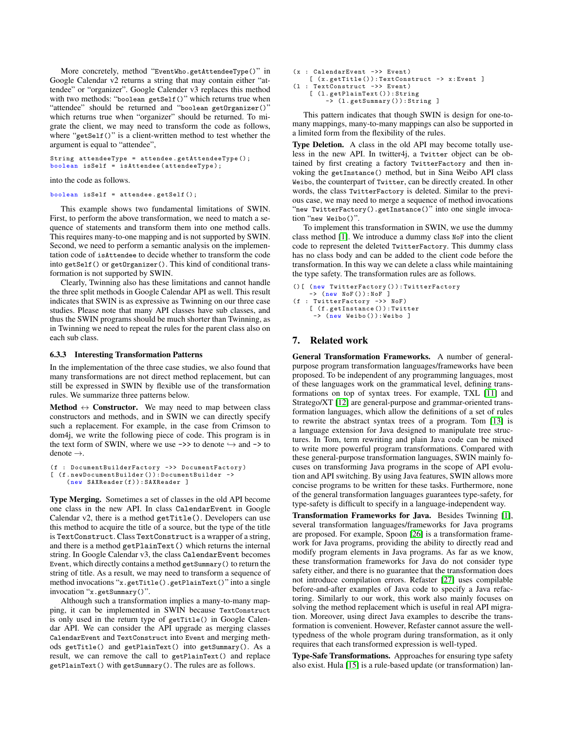More concretely, method "`EventWho.getAttendeeType()`" in Google Calendar v2 returns a string that may contain either "attendee" or "organizer". Google Calender v3 replaces this method with two methods: "`boolean getSelf()`" which returns true when "attendee" should be returned and "`boolean getOrganizer()`" which returns true when "organizer" should be returned. To migrate the client, we may need to transform the code as follows, where "`getSelf()`" is a client-written method to test whether the argument is equal to "attendee",

```
String attendeeType = attendee.getAttendeeType();
boolean isSelf = isAttendee(attendeeType);
```

into the code as follows.

```
boolean isSelf = attendee.getSelf();
```

This example shows two fundamental limitations of SWIN. First, to perform the above transformation, we need to match a sequence of statements and transform them into one method calls. This requires many-to-one mapping and is not supported by SWIN. Second, we need to perform a semantic analysis on the implementation code of `isAttendee` to decide whether to transform the code into `getSelf()` or `getOrganizer()`. This kind of conditional transformation is not supported by SWIN.

Clearly, Twinning also has these limitations and cannot handle the three split methods in Google Calendar API as well. This result indicates that SWIN is as expressive as Twinning on our three case studies. Please note that many API classes have sub classes, and thus the SWIN programs should be much shorter than Twinning, as in Twinning we need to repeat the rules for the parent class also on each sub class.

#### 6.3.3 Interesting Transformation Patterns

In the implementation of the three case studies, we also found that many transformations are not direct method replacement, but can still be expressed in SWIN by flexible use of the transformation rules. We summarize three patterns below.

**Method $\leftrightarrow$ Constructor.** We may need to map between class constructors and methods, and in SWIN we can directly specify such a replacement. For example, in the case from Crimson to dom4j, we write the following piece of code. This program is in the text form of SWIN, where we use `->>` to denote $\hookrightarrow$ and `->` to denote $\rightarrow$.

```
(f : DocumentBuilderFactory ->> DocumentFactory)
[ (f.newDocumentBuilder()):DocumentBuilder ->
    (new SAXReader(f)):SAXReader ]
```

**Type Merging.** Sometimes a set of classes in the old API become one class in the new API. In class `CalendarEvent` in Google Calendar v2, there is a method `getTitle()`. Developers can use this method to acquire the title of a source, but the type of the title is `TextConstruct`. Class `TextConstruct` is a wrapper of a string, and there is a method `getPlainText()` which returns the internal string. In Google Calendar v3, the class `CalendarEvent` becomes `Event`, which directly contains a method `getSummary()` to return the string of title. As a result, we may need to transform a sequence of method invocations "`x.getTitle().getPlainText()`" into a single invocation "`x.getSummary()`".

Although such a transformation implies a many-to-many mapping, it can be implemented in SWIN because `TextConstruct` is only used in the return type of `getTitle()` in Google Calendar API. We can consider the API upgrade as merging classes `CalendarEvent` and `TextConstruct` into `Event` and merging methods `getTitle()` and `getPlainText()` into `getSummary()`. As a result, we can remove the call to `getPlainText()` and replace `getPlainText()` with `getSummary()`. The rules are as follows.

```
(x : CalendarEvent ->> Event)
    [ (x.getTitle()):TextConstruct -> x:Event ]
(l : TextConstruct ->> Event)
    [ (l.getPlainText()):String
        -> (l.getSummary()):String ]
```

This pattern indicates that though SWIN is design for one-to-many mappings, many-to-many mappings can also be supported in a limited form from the flexibility of the rules.

**Type Deletion.** A class in the old API may become totally useless in the new API. In twitter4j, a `Twitter` object can be obtained by first creating a factory `TwitterFactory` and then invoking the `getInstance()` method, but in Sina Weibo API class `Weibo`, the counterpart of `Twitter`, can be directly created. In other words, the class `TwitterFactory` is deleted. Similar to the previous case, we may need to merge a sequence of method invocations "`new TwitterFactory().getInstance()`" into one single invocation "`new Weibo()`".

To implement this transformation in SWIN, we use the dummy class method [1]. We introduce a dummy class `NoF` into the client code to represent the deleted `TwitterFactory`. This dummy class has no class body and can be added to the client code before the transformation. In this way we can delete a class while maintaining the type safety. The transformation rules are as follows.

```
()[ (new TwitterFactory()):TwitterFactory
    -> (new NoF()):NoF ]
(f : TwitterFactory ->> NoF)
    [ (f.getInstance()):Twitter
     -> (new Weibo()):Weibo ]
```

## 7. Related work

**General Transformation Frameworks.** A number of general-purpose program transformation languages/frameworks have been proposed. To be independent of any programming languages, most of these languages work on the grammatical level, defining transformations on top of syntax trees. For example, TXL [11] and Stratego/XT [12] are general-purpose and grammar-oriented transformation languages, which allow the definitions of a set of rules to rewrite the abstract syntax trees of a program. Tom [13] is a language extension for Java designed to manipulate tree structures. In Tom, term rewriting and plain Java code can be mixed to write more powerful program transformations. Compared with these general-purpose transformation languages, SWIN mainly focuses on transforming Java programs in the scope of API evolution and API switching. By using Java features, SWIN allows more concise programs to be written for these tasks. Furthermore, none of the general transformation languages guarantees type-safety, for type-safety is difficult to specify in a language-independent way.

**Transformation Frameworks for Java.** Besides Twinning [1], several transformation languages/frameworks for Java programs are proposed. For example, Spoon [26] is a transformation framework for Java programs, providing the ability to directly read and modify program elements in Java programs. As far as we know, these transformation frameworks for Java do not consider type safety either, and there is no guarantee that the transformation does not introduce compilation errors. Refaster [27] uses compilable before-and-after examples of Java code to specify a Java refactoring. Similarly to our work, this work also mainly focuses on solving the method replacement which is useful in real API migration. Moreover, using direct Java examples to describe the transformation is convenient. However, Refaster cannot assure the well-typedness of the whole program during transformation, as it only requires that each transformed expression is well-typed.

**Type-Safe Transformations.** Approaches for ensuring type safety also exist. Hula [15] is a rule-based update (or transformation) lan-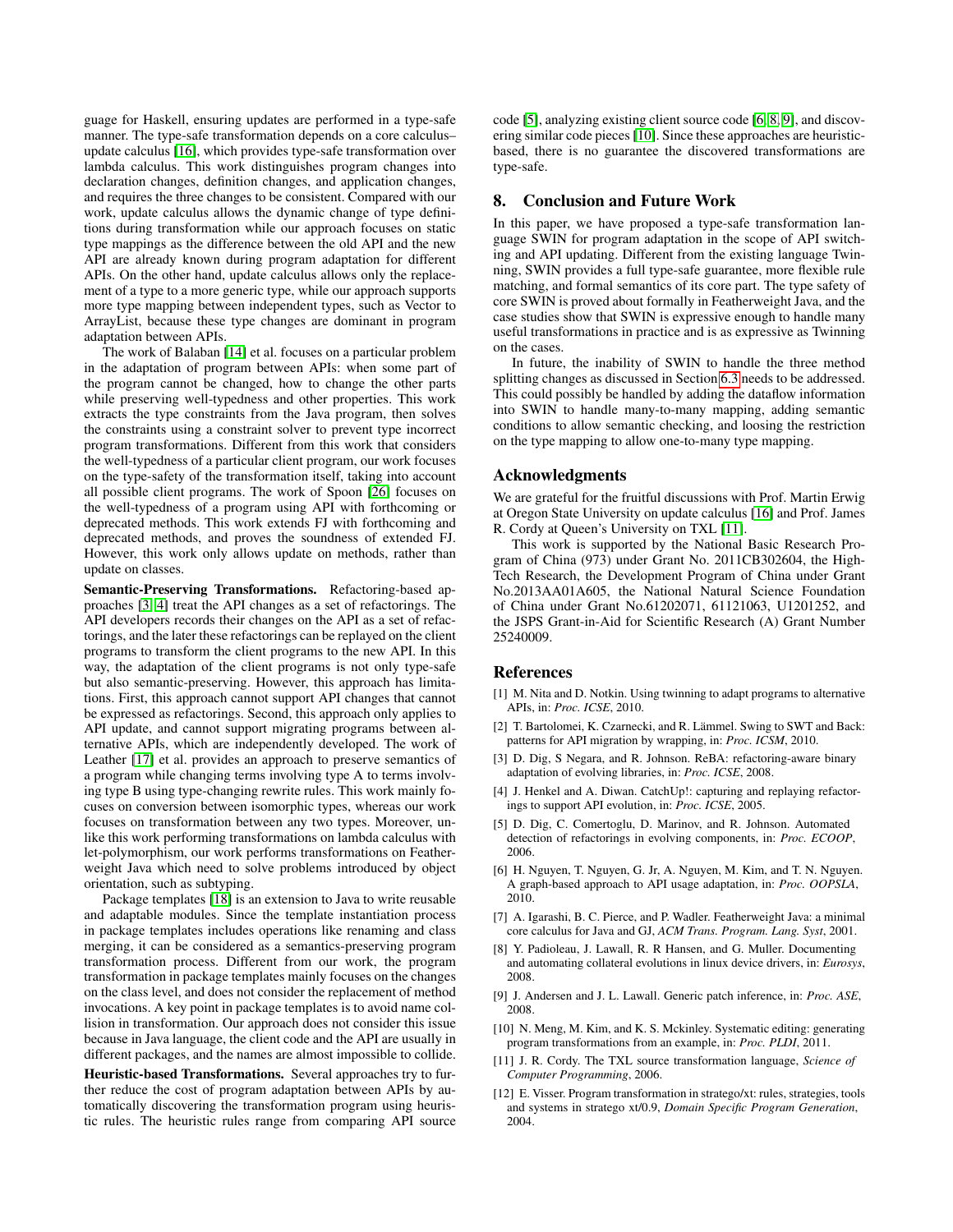guage for Haskell, ensuring updates are performed in a type-safe manner. The type-safe transformation depends on a core calculus–update calculus [16], which provides type-safe transformation over lambda calculus. This work distinguishes program changes into declaration changes, definition changes, and application changes, and requires the three changes to be consistent. Compared with our work, update calculus allows the dynamic change of type definitions during transformation while our approach focuses on static type mappings as the difference between the old API and the new API are already known during program adaptation for different APIs. On the other hand, update calculus allows only the replacement of a type to a more generic type, while our approach supports more type mapping between independent types, such as Vector to ArrayList, because these type changes are dominant in program adaptation between APIs.

The work of Balaban [14] et al. focuses on a particular problem in the adaptation of program between APIs: when some part of the program cannot be changed, how to change the other parts while preserving well-typedness and other properties. This work extracts the type constraints from the Java program, then solves the constraints using a constraint solver to prevent type incorrect program transformations. Different from this work that considers the well-typedness of a particular client program, our work focuses on the type-safety of the transformation itself, taking into account all possible client programs. The work of Spoon [26] focuses on the well-typedness of a program using API with forthcoming or deprecated methods. This work extends FJ with forthcoming and deprecated methods, and proves the soundness of extended FJ. However, this work only allows update on methods, rather than update on classes.

**Semantic-Preserving Transformations.** Refactoring-based approaches [3, 4] treat the API changes as a set of refactorings. The API developers records their changes on the API as a set of refactorings, and the later these refactorings can be replayed on the client programs to transform the client programs to the new API. In this way, the adaptation of the client programs is not only type-safe but also semantic-preserving. However, this approach has limitations. First, this approach cannot support API changes that cannot be expressed as refactorings. Second, this approach only applies to API update, and cannot support migrating programs between alternative APIs, which are independently developed. The work of Leather [17] et al. provides an approach to preserve semantics of a program while changing terms involving type A to terms involving type B using type-changing rewrite rules. This work mainly focuses on conversion between isomorphic types, whereas our work focuses on transformation between any two types. Moreover, unlike this work performing transformations on lambda calculus with let-polymorphism, our work performs transformations on Featherweight Java which need to solve problems introduced by object orientation, such as subtyping.

Package templates [18] is an extension to Java to write reusable and adaptable modules. Since the template instantiation process in package templates includes operations like renaming and class merging, it can be considered as a semantics-preserving program transformation process. Different from our work, the program transformation in package templates mainly focuses on the changes on the class level, and does not consider the replacement of method invocations. A key point in package templates is to avoid name collision in transformation. Our approach does not consider this issue because in Java language, the client code and the API are usually in different packages, and the names are almost impossible to collide.

**Heuristic-based Transformations.** Several approaches try to further reduce the cost of program adaptation between APIs by automatically discovering the transformation program using heuristic rules. The heuristic rules range from comparing API source code [5], analyzing existing client source code [6, 8, 9], and discovering similar code pieces [10]. Since these approaches are heuristic-based, there is no guarantee the discovered transformations are type-safe.

## 8. Conclusion and Future Work

In this paper, we have proposed a type-safe transformation language SWIN for program adaptation in the scope of API switching and API updating. Different from the existing language Twinning, SWIN provides a full type-safe guarantee, more flexible rule matching, and formal semantics of its core part. The type safety of core SWIN is proved about formally in Featherweight Java, and the case studies show that SWIN is expressive enough to handle many useful transformations in practice and is as expressive as Twinning on the cases.

In future, the inability of SWIN to handle the three method splitting changes as discussed in Section 6.3 needs to be addressed. This could possibly be handled by adding the dataflow information into SWIN to handle many-to-many mapping, adding semantic conditions to allow semantic checking, and loosing the restriction on the type mapping to allow one-to-many type mapping.

## Acknowledgments

We are grateful for the fruitful discussions with Prof. Martin Erwig at Oregon State University on update calculus [16] and Prof. James R. Cordy at Queen's University on TXL [11].

This work is supported by the National Basic Research Program of China (973) under Grant No. 2011CB302604, the High-Tech Research, the Development Program of China under Grant No.2013AA01A605, the National Natural Science Foundation of China under Grant No.61202071, 61121063, U1201252, and the JSPS Grant-in-Aid for Scientific Research (A) Grant Number 25240009.

## References

[1] M. Nita and D. Notkin. Using twinning to adapt programs to alternative APIs, in: *Proc. ICSE*, 2010.

[2] T. Bartolomei, K. Czarnecki, and R. Lämmel. Swing to SWT and Back: patterns for API migration by wrapping, in: *Proc. ICSM*, 2010.

[3] D. Dig, S Negara, and R. Johnson. ReBA: refactoring-aware binary adaptation of evolving libraries, in: *Proc. ICSE*, 2008.

[4] J. Henkel and A. Diwan. CatchUp!: capturing and replaying refactorings to support API evolution, in: *Proc. ICSE*, 2005.

[5] D. Dig, C. Comertoglu, D. Marinov, and R. Johnson. Automated detection of refactorings in evolving components, in: *Proc. ECOOP*, 2006.

[6] H. Nguyen, T. Nguyen, G. Jr, A. Nguyen, M. Kim, and T. N. Nguyen. A graph-based approach to API usage adaptation, in: *Proc. OOPSLA*, 2010.

[7] A. Igarashi, B. C. Pierce, and P. Wadler. Featherweight Java: a minimal core calculus for Java and GJ, *ACM Trans. Program. Lang. Syst*, 2001.

[8] Y. Padioleau, J. Lawall, R. R Hansen, and G. Muller. Documenting and automating collateral evolutions in linux device drivers, in: *Eurosys*, 2008.

[9] J. Andersen and J. L. Lawall. Generic patch inference, in: *Proc. ASE*, 2008.

[10] N. Meng, M. Kim, and K. S. Mckinley. Systematic editing: generating program transformations from an example, in: *Proc. PLDI*, 2011.

[11] J. R. Cordy. The TXL source transformation language, *Science of Computer Programming*, 2006.

[12] E. Visser. Program transformation in stratego/xt: rules, strategies, tools and systems in stratego xt/0.9, *Domain Specific Program Generation*, 2004.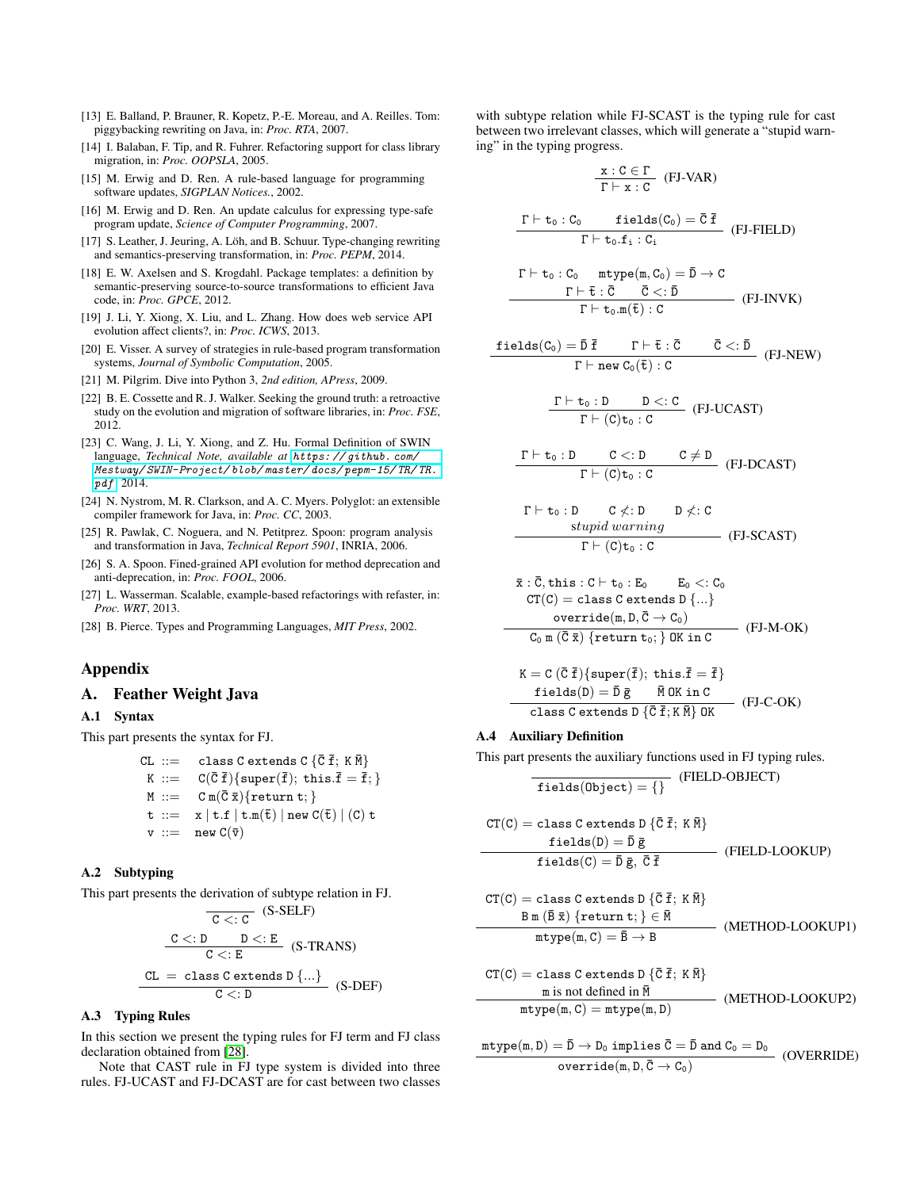[13] E. Balland, P. Brauner, R. Kopetz, P.-E. Moreau, and A. Reilles. Tom: piggybacking rewriting on Java, in: *Proc. RTA*, 2007.

[14] I. Balaban, F. Tip, and R. Fuhrer. Refactoring support for class library migration, in: *Proc. OOPSLA*, 2005.

[15] M. Erwig and D. Ren. A rule-based language for programming software updates, *SIGPLAN Notices.*, 2002.

[16] M. Erwig and D. Ren. An update calculus for expressing type-safe program update, *Science of Computer Programming*, 2007.

[17] S. Leather, J. Jeuring, A. Löh, and B. Schuur. Type-changing rewriting and semantics-preserving transformation, in: *Proc. PEPM*, 2014.

[18] E. W. Axelsen and S. Krogdahl. Package templates: a definition by semantic-preserving source-to-source transformations to efficient Java code, in: *Proc. GPCE*, 2012.

[19] J. Li, Y. Xiong, X. Liu, and L. Zhang. How does web service API evolution affect clients?, in: *Proc. ICWS*, 2013.

[20] E. Visser. A survey of strategies in rule-based program transformation systems, *Journal of Symbolic Computation*, 2005.

[21] M. Pilgrim. Dive into Python 3, *2nd edition, APress*, 2009.

[22] B. E. Cossette and R. J. Walker. Seeking the ground truth: a retroactive study on the evolution and migration of software libraries, in: *Proc. FSE*, 2012.

[23] C. Wang, J. Li, Y. Xiong, and Z. Hu. Formal Definition of SWIN language, *Technical Note, available at* https://github.com/Mestway/SWIN-Project/blob/master/docs/pepm-15/TR/TR.pdf, 2014.

[24] N. Nystrom, M. R. Clarkson, and A. C. Myers. Polyglot: an extensible compiler framework for Java, in: *Proc. CC*, 2003.

[25] R. Pawlak, C. Noguera, and N. Petitprez. Spoon: program analysis and transformation in Java, *Technical Report 5901*, INRIA, 2006.

[26] S. A. Spoon. Fined-grained API evolution for method deprecation and anti-deprecation, in: *Proc. FOOL*, 2006.

[27] L. Wasserman. Scalable, example-based refactorings with refaster, in: *Proc. WRT*, 2013.

[28] B. Pierce. Types and Programming Languages, *MIT Press*, 2002.

# Appendix

## A. Feather Weight Java

### A.1 Syntax

This part presents the syntax for FJ.

$$
\begin{aligned}
\mathtt{CL} &::= \quad \mathtt{class\ C\ extends\ C\ \{\bar{C}\ \bar{f};\ K\ \bar{M}\}} \\
\mathtt{K} &::= \quad \mathtt{C(\bar{C}\ \bar{f})\{super(\bar{f});\ this.\bar{f} = \bar{f};\}} \\
\mathtt{M} &::= \quad \mathtt{C\ m(\bar{C}\ \bar{x})\{return\ t;\}} \\
\mathtt{t} &::= \quad \mathtt{x} \mid \mathtt{t.f} \mid \mathtt{t.m(\bar{t})} \mid \mathtt{new\ C(\bar{t})} \mid \mathtt{(C)\ t} \\
\mathtt{v} &::= \quad \mathtt{new\ C(\bar{v})}
\end{aligned}
$$

### A.2 Subtyping

This part presents the derivation of subtype relation in FJ.

$$\frac{}{\mathtt{C} <: \mathtt{C}} \quad \text{(S-SELF)}$$

$$\frac{\mathtt{C} <: \mathtt{D} \qquad \mathtt{D} <: \mathtt{E}}{\mathtt{C} <: \mathtt{E}} \quad \text{(S-TRANS)}$$

$$\frac{\mathtt{CL}\ =\ \mathtt{class\ C\ extends\ D\ \{...\}}}{\mathtt{C} <: \mathtt{D}} \quad \text{(S-DEF)}$$

### A.3 Typing Rules

In this section we present the typing rules for FJ term and FJ class declaration obtained from [28].

Note that CAST rule in FJ type system is divided into three rules. FJ-UCAST and FJ-DCAST are for cast between two classes with subtype relation while FJ-SCAST is the typing rule for cast between two irrelevant classes, which will generate a "stupid warning" in the typing progress.

$$\frac{\mathtt{x} : \mathtt{C} \in \Gamma}{\Gamma \vdash \mathtt{x} : \mathtt{C}} \quad \text{(FJ-VAR)}$$

$$\frac{\Gamma \vdash \mathtt{t_0} : \mathtt{C_0} \qquad \mathtt{fields(C_0)} = \bar{\mathtt{C}}\ \bar{\mathtt{f}}}{\Gamma \vdash \mathtt{t_0.f_i} : \mathtt{C_i}} \quad \text{(FJ-FIELD)}$$

$$\frac{\begin{array}{c}\Gamma \vdash \mathtt{t_0} : \mathtt{C_0} \qquad \mathtt{mtype(m, C_0)} = \bar{\mathtt{D}} \to \mathtt{C} \\ \Gamma \vdash \bar{\mathtt{t}} : \bar{\mathtt{C}} \qquad \bar{\mathtt{C}} <: \bar{\mathtt{D}}\end{array}}{\Gamma \vdash \mathtt{t_0.m(\bar{t})} : \mathtt{C}} \quad \text{(FJ-INVK)}$$

$$\frac{\mathtt{fields(C_0)} = \bar{\mathtt{D}}\ \bar{\mathtt{f}} \qquad \Gamma \vdash \bar{\mathtt{t}} : \bar{\mathtt{C}} \qquad \bar{\mathtt{C}} <: \bar{\mathtt{D}}}{\Gamma \vdash \mathtt{new\ C_0(\bar{t})} : \mathtt{C}} \quad \text{(FJ-NEW)}$$

$$\frac{\Gamma \vdash \mathtt{t_0} : \mathtt{D} \qquad \mathtt{D} <: \mathtt{C}}{\Gamma \vdash \mathtt{(C)t_0} : \mathtt{C}} \quad \text{(FJ-UCAST)}$$

$$\frac{\Gamma \vdash \mathtt{t_0} : \mathtt{D} \qquad \mathtt{C} <: \mathtt{D} \qquad \mathtt{C} \neq \mathtt{D}}{\Gamma \vdash \mathtt{(C)t_0} : \mathtt{C}} \quad \text{(FJ-DCAST)}$$

$$\frac{\begin{array}{c}\Gamma \vdash \mathtt{t_0} : \mathtt{D} \qquad \mathtt{C} \not<: \mathtt{D} \qquad \mathtt{D} \not<: \mathtt{C} \\ \textit{stupid warning}\end{array}}{\Gamma \vdash \mathtt{(C)t_0} : \mathtt{C}} \quad \text{(FJ-SCAST)}$$

$$\frac{\begin{array}{c}\bar{\mathtt{x}} : \bar{\mathtt{C}}, \mathtt{this} : \mathtt{C} \vdash \mathtt{t_0} : \mathtt{E_0} \qquad \mathtt{E_0} <: \mathtt{C_0} \\ \mathtt{CT(C)} = \mathtt{class\ C\ extends\ D\ \{...\}} \\ \mathtt{override(m, D, \bar{C} \to C_0)}\end{array}}{\mathtt{C_0\ m\ (\bar{C}\ \bar{x})\ \{return\ t_0;\}\ OK\ in\ C}} \quad \text{(FJ-M-OK)}$$

$$\frac{\begin{array}{c}\mathtt{K} = \mathtt{C\ (\bar{C}\ \bar{f})\{super(\bar{f});\ this.\bar{f} = \bar{f}\}} \\ \mathtt{fields(D)} = \bar{\mathtt{D}}\ \bar{\mathtt{g}} \qquad \bar{\mathtt{M}}\ \mathtt{OK\ in\ C}\end{array}}{\mathtt{class\ C\ extends\ D\ \{\bar{C}\ \bar{f};\ K\ \bar{M}\}\ OK}} \quad \text{(FJ-C-OK)}$$

### A.4 Auxiliary Definition

This part presents the auxiliary functions used in FJ typing rules.

$$\frac{}{\mathtt{fields(Object)} = \{\}} \quad \text{(FIELD-OBJECT)}$$

$$\frac{\begin{array}{c}\mathtt{CT(C)} = \mathtt{class\ C\ extends\ D\ \{\bar{C}\ \bar{f};\ K\ \bar{M}\}} \\ \mathtt{fields(D)} = \bar{\mathtt{D}}\ \bar{\mathtt{g}}\end{array}}{\mathtt{fields(C)} = \bar{\mathtt{D}}\ \bar{\mathtt{g}},\ \bar{\mathtt{C}}\ \bar{\mathtt{f}}} \quad \text{(FIELD-LOOKUP)}$$

$$\frac{\begin{array}{c}\mathtt{CT(C)} = \mathtt{class\ C\ extends\ D\ \{\bar{C}\ \bar{f};\ K\ \bar{M}\}} \\ \mathtt{B\ m\ (\bar{B}\ \bar{x})\ \{return\ t;\}} \in \bar{\mathtt{M}}\end{array}}{\mathtt{mtype(m, C)} = \bar{\mathtt{B}} \to \mathtt{B}} \quad \text{(METHOD-LOOKUP1)}$$

$$\frac{\begin{array}{c}\mathtt{CT(C)} = \mathtt{class\ C\ extends\ D\ \{\bar{C}\ \bar{f};\ K\ \bar{M}\}} \\ \mathtt{m\ is\ not\ defined\ in\ \bar{M}}\end{array}}{\mathtt{mtype(m, C)} = \mathtt{mtype(m, D)}} \quad \text{(METHOD-LOOKUP2)}$$

$$\frac{\mathtt{mtype(m, D)} = \bar{\mathtt{D}} \to \mathtt{D_0}\ \mathtt{implies}\ \bar{\mathtt{C}} = \bar{\mathtt{D}}\ \mathtt{and}\ \mathtt{C_0} = \mathtt{D_0}}{\mathtt{override(m, D, \bar{C} \to C_0)}} \quad \text{(OVERRIDE)}$$